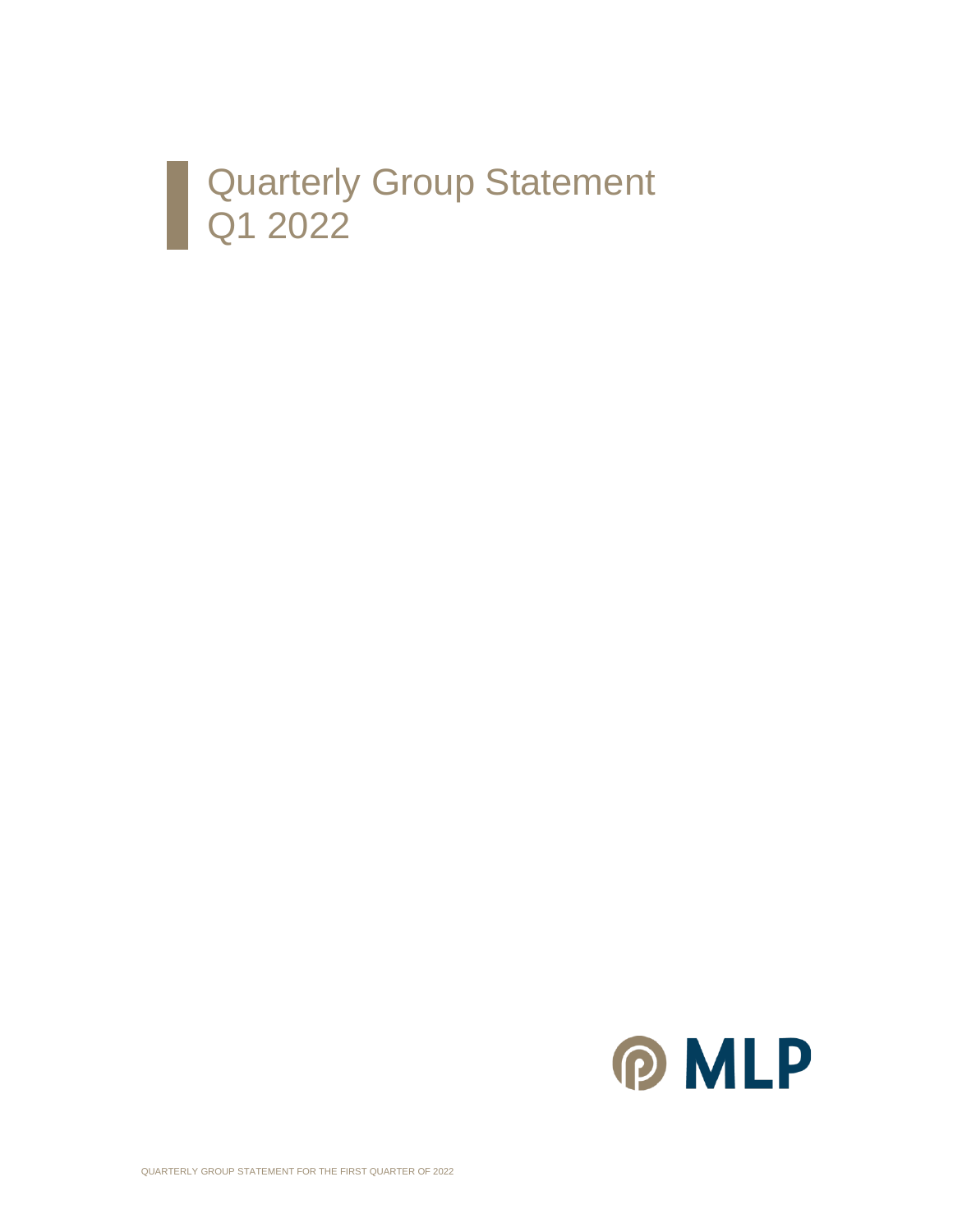# Quarterly Group Statement Q1 2022

MLP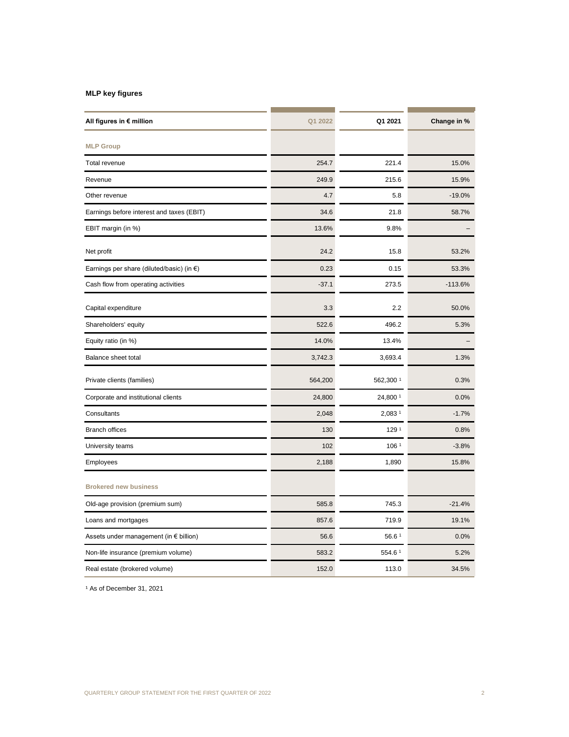**MLP key figures**

| All figures in € million | Q1 2022 | Q1 2021 | Change in % |
|---|---|---|---|
| **MLP Group** | | | |
| Total revenue | 254.7 | 221.4 | 15.0% |
| Revenue | 249.9 | 215.6 | 15.9% |
| Other revenue | 4.7 | 5.8 | -19.0% |
| Earnings before interest and taxes (EBIT) | 34.6 | 21.8 | 58.7% |
| EBIT margin (in %) | 13.6% | 9.8% | – |
| Net profit | 24.2 | 15.8 | 53.2% |
| Earnings per share (diluted/basic) (in €) | 0.23 | 0.15 | 53.3% |
| Cash flow from operating activities | -37.1 | 273.5 | -113.6% |
| Capital expenditure | 3.3 | 2.2 | 50.0% |
| Shareholders' equity | 522.6 | 496.2 | 5.3% |
| Equity ratio (in %) | 14.0% | 13.4% | – |
| Balance sheet total | 3,742.3 | 3,693.4 | 1.3% |
| Private clients (families) | 564,200 | 562,300 [1] | 0.3% |
| Corporate and institutional clients | 24,800 | 24,800 [1] | 0.0% |
| Consultants | 2,048 | 2,083 [1] | -1.7% |
| Branch offices | 130 | 129 [1] | 0.8% |
| University teams | 102 | 106 [1] | -3.8% |
| Employees | 2,188 | 1,890 | 15.8% |
| **Brokered new business** | | | |
| Old-age provision (premium sum) | 585.8 | 745.3 | -21.4% |
| Loans and mortgages | 857.6 | 719.9 | 19.1% |
| Assets under management (in € billion) | 56.6 | 56.6 [1] | 0.0% |
| Non-life insurance (premium volume) | 583.2 | 554.6 [1] | 5.2% |
| Real estate (brokered volume) | 152.0 | 113.0 | 34.5% |

[1] As of December 31, 2021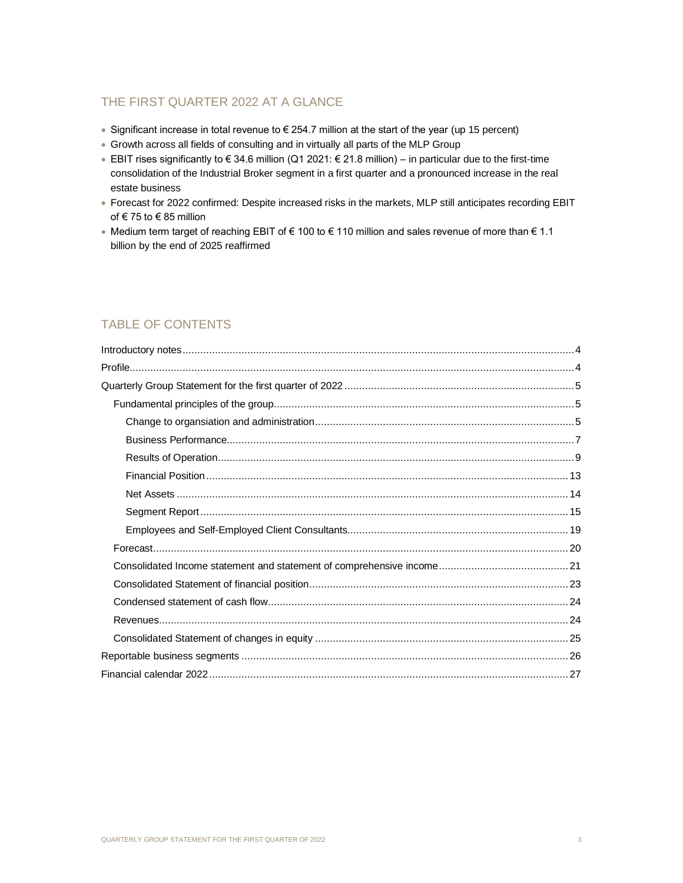## THE FIRST QUARTER 2022 AT A GLANCE

- Significant increase in total revenue to € 254.7 million at the start of the year (up 15 percent)
- Growth across all fields of consulting and in virtually all parts of the MLP Group
- EBIT rises significantly to € 34.6 million (Q1 2021: € 21.8 million) – in particular due to the first-time consolidation of the Industrial Broker segment in a first quarter and a pronounced increase in the real estate business
- Forecast for 2022 confirmed: Despite increased risks in the markets, MLP still anticipates recording EBIT of € 75 to € 85 million
- Medium term target of reaching EBIT of € 100 to € 110 million and sales revenue of more than € 1.1 billion by the end of 2025 reaffirmed

## TABLE OF CONTENTS

- Introductory notes ........ 4
- Profile ........ 4
- Quarterly Group Statement for the first quarter of 2022 ........ 5
  - Fundamental principles of the group ........ 5
    - Change to organsiation and administration ........ 5
    - Business Performance ........ 7
    - Results of Operation ........ 9
    - Financial Position ........ 13
    - Net Assets ........ 14
    - Segment Report ........ 15
    - Employees and Self-Employed Client Consultants ........ 19
  - Forecast ........ 20
  - Consolidated Income statement and statement of comprehensive income ........ 21
  - Consolidated Statement of financial position ........ 23
  - Condensed statement of cash flow ........ 24
  - Revenues ........ 24
  - Consolidated Statement of changes in equity ........ 25
- Reportable business segments ........ 26
- Financial calendar 2022 ........ 27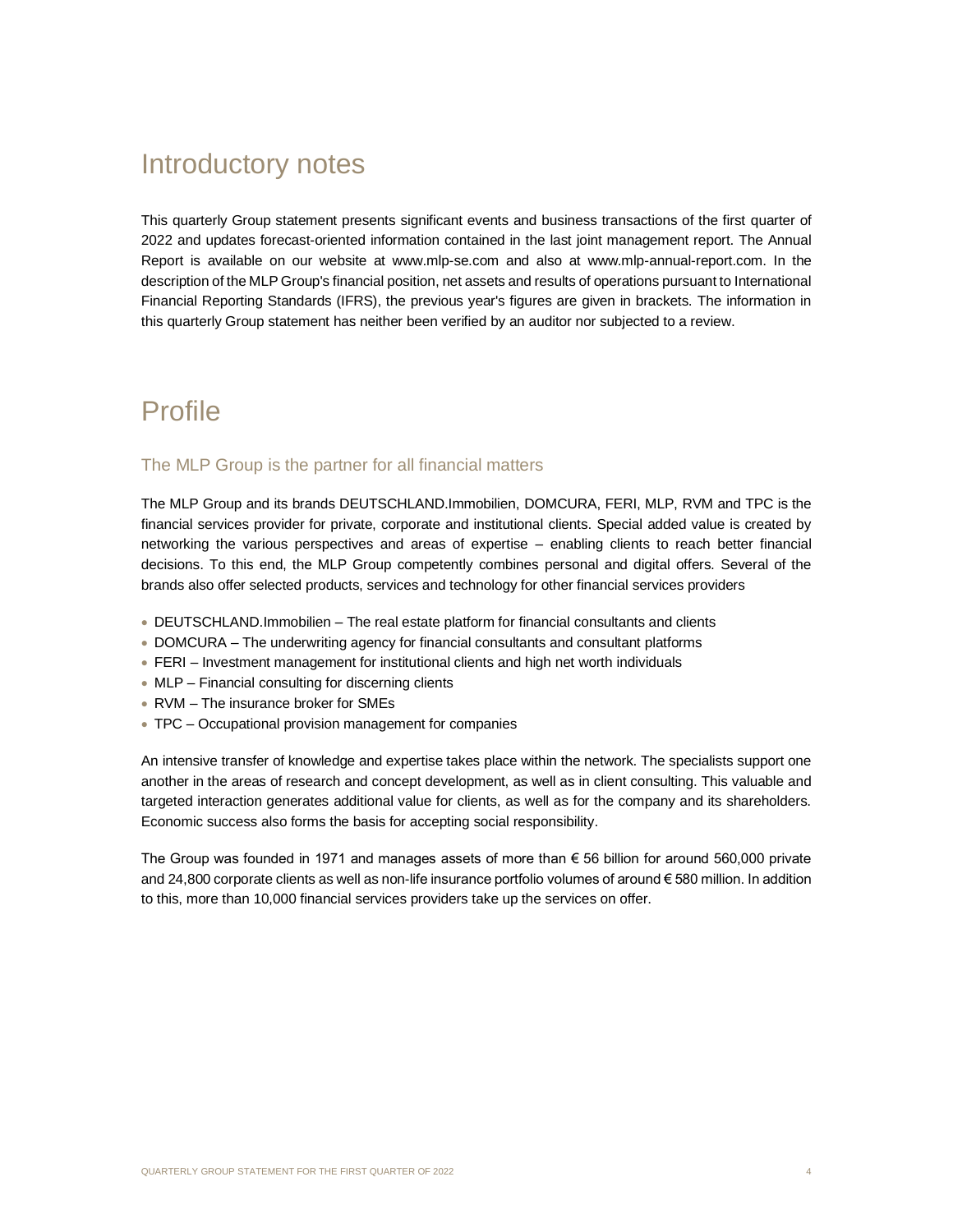# Introductory notes

This quarterly Group statement presents significant events and business transactions of the first quarter of 2022 and updates forecast-oriented information contained in the last joint management report. The Annual Report is available on our website at www.mlp-se.com and also at www.mlp-annual-report.com. In the description of the MLP Group's financial position, net assets and results of operations pursuant to International Financial Reporting Standards (IFRS), the previous year's figures are given in brackets. The information in this quarterly Group statement has neither been verified by an auditor nor subjected to a review.

# Profile

## The MLP Group is the partner for all financial matters

The MLP Group and its brands DEUTSCHLAND.Immobilien, DOMCURA, FERI, MLP, RVM and TPC is the financial services provider for private, corporate and institutional clients. Special added value is created by networking the various perspectives and areas of expertise – enabling clients to reach better financial decisions. To this end, the MLP Group competently combines personal and digital offers. Several of the brands also offer selected products, services and technology for other financial services providers

- DEUTSCHLAND.Immobilien – The real estate platform for financial consultants and clients
- DOMCURA – The underwriting agency for financial consultants and consultant platforms
- FERI – Investment management for institutional clients and high net worth individuals
- MLP – Financial consulting for discerning clients
- RVM – The insurance broker for SMEs
- TPC – Occupational provision management for companies

An intensive transfer of knowledge and expertise takes place within the network. The specialists support one another in the areas of research and concept development, as well as in client consulting. This valuable and targeted interaction generates additional value for clients, as well as for the company and its shareholders. Economic success also forms the basis for accepting social responsibility.

The Group was founded in 1971 and manages assets of more than € 56 billion for around 560,000 private and 24,800 corporate clients as well as non-life insurance portfolio volumes of around € 580 million. In addition to this, more than 10,000 financial services providers take up the services on offer.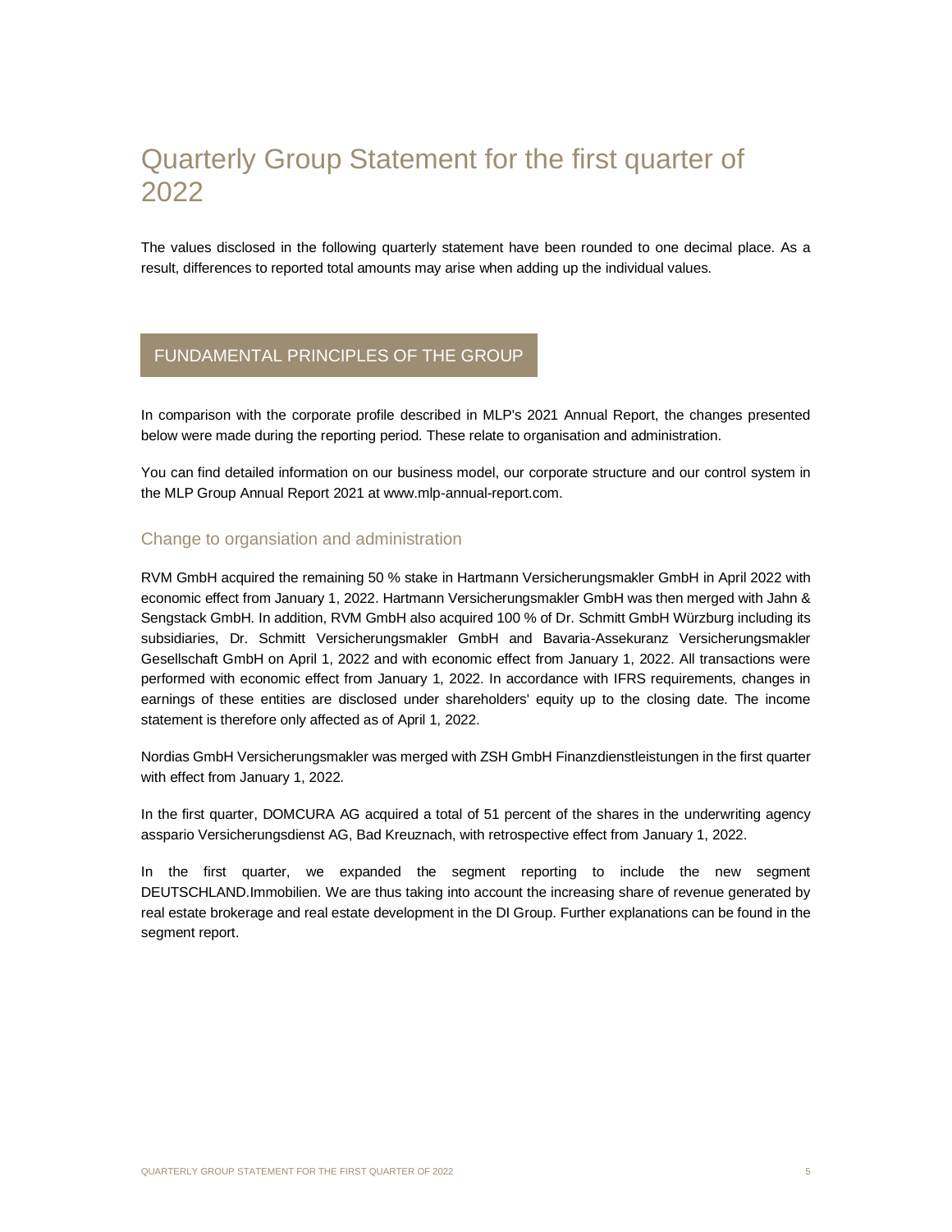# Quarterly Group Statement for the first quarter of 2022

The values disclosed in the following quarterly statement have been rounded to one decimal place. As a result, differences to reported total amounts may arise when adding up the individual values.

## FUNDAMENTAL PRINCIPLES OF THE GROUP

In comparison with the corporate profile described in MLP's 2021 Annual Report, the changes presented below were made during the reporting period. These relate to organisation and administration.

You can find detailed information on our business model, our corporate structure and our control system in the MLP Group Annual Report 2021 at www.mlp-annual-report.com.

### Change to organsiation and administration

RVM GmbH acquired the remaining 50 % stake in Hartmann Versicherungsmakler GmbH in April 2022 with economic effect from January 1, 2022. Hartmann Versicherungsmakler GmbH was then merged with Jahn & Sengstack GmbH. In addition, RVM GmbH also acquired 100 % of Dr. Schmitt GmbH Würzburg including its subsidiaries, Dr. Schmitt Versicherungsmakler GmbH and Bavaria-Assekuranz Versicherungsmakler Gesellschaft GmbH on April 1, 2022 and with economic effect from January 1, 2022. All transactions were performed with economic effect from January 1, 2022. In accordance with IFRS requirements, changes in earnings of these entities are disclosed under shareholders' equity up to the closing date. The income statement is therefore only affected as of April 1, 2022.

Nordias GmbH Versicherungsmakler was merged with ZSH GmbH Finanzdienstleistungen in the first quarter with effect from January 1, 2022.

In the first quarter, DOMCURA AG acquired a total of 51 percent of the shares in the underwriting agency asspario Versicherungsdienst AG, Bad Kreuznach, with retrospective effect from January 1, 2022.

In the first quarter, we expanded the segment reporting to include the new segment DEUTSCHLAND.Immobilien. We are thus taking into account the increasing share of revenue generated by real estate brokerage and real estate development in the DI Group. Further explanations can be found in the segment report.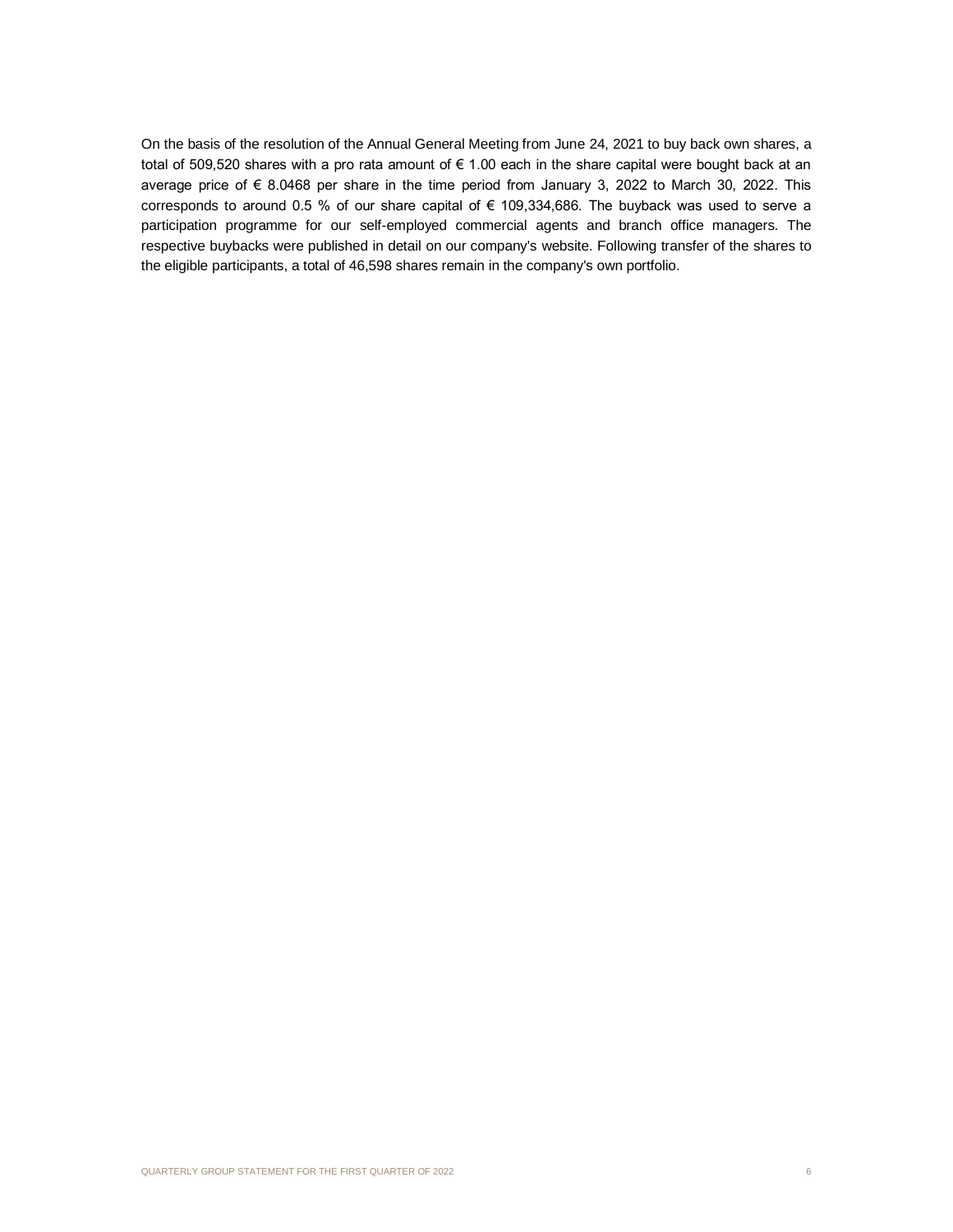On the basis of the resolution of the Annual General Meeting from June 24, 2021 to buy back own shares, a total of 509,520 shares with a pro rata amount of € 1.00 each in the share capital were bought back at an average price of € 8.0468 per share in the time period from January 3, 2022 to March 30, 2022. This corresponds to around 0.5 % of our share capital of € 109,334,686. The buyback was used to serve a participation programme for our self-employed commercial agents and branch office managers. The respective buybacks were published in detail on our company's website. Following transfer of the shares to the eligible participants, a total of 46,598 shares remain in the company's own portfolio.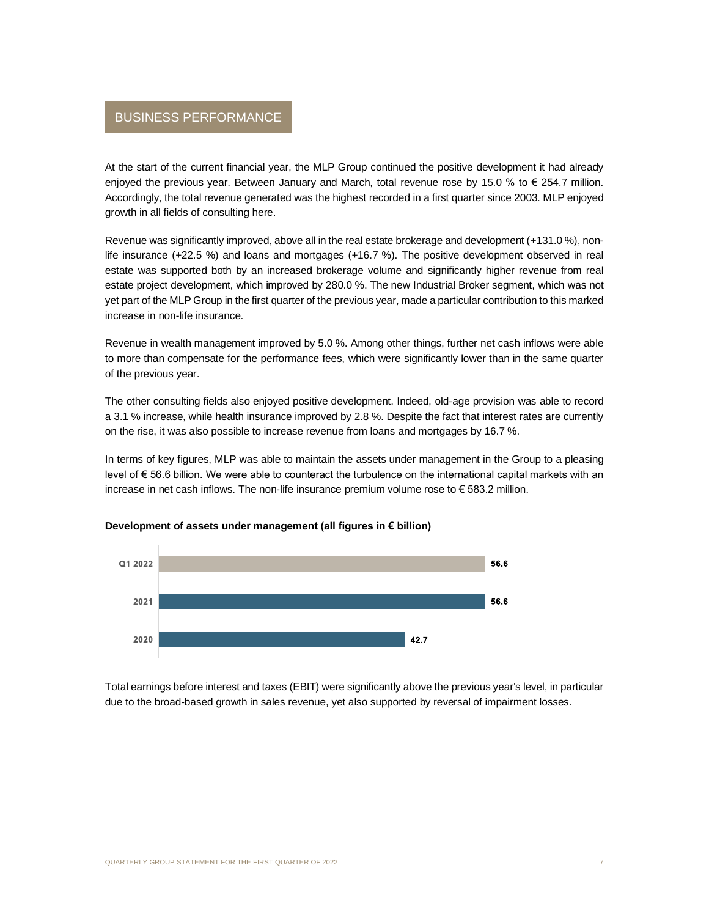## BUSINESS PERFORMANCE

At the start of the current financial year, the MLP Group continued the positive development it had already enjoyed the previous year. Between January and March, total revenue rose by 15.0 % to € 254.7 million. Accordingly, the total revenue generated was the highest recorded in a first quarter since 2003. MLP enjoyed growth in all fields of consulting here.

Revenue was significantly improved, above all in the real estate brokerage and development (+131.0 %), non-life insurance (+22.5 %) and loans and mortgages (+16.7 %). The positive development observed in real estate was supported both by an increased brokerage volume and significantly higher revenue from real estate project development, which improved by 280.0 %. The new Industrial Broker segment, which was not yet part of the MLP Group in the first quarter of the previous year, made a particular contribution to this marked increase in non-life insurance.

Revenue in wealth management improved by 5.0 %. Among other things, further net cash inflows were able to more than compensate for the performance fees, which were significantly lower than in the same quarter of the previous year.

The other consulting fields also enjoyed positive development. Indeed, old-age provision was able to record a 3.1 % increase, while health insurance improved by 2.8 %. Despite the fact that interest rates are currently on the rise, it was also possible to increase revenue from loans and mortgages by 16.7 %.

In terms of key figures, MLP was able to maintain the assets under management in the Group to a pleasing level of € 56.6 billion. We were able to counteract the turbulence on the international capital markets with an increase in net cash inflows. The non-life insurance premium volume rose to € 583.2 million.

**Development of assets under management (all figures in € billion)**

| Period | Assets under management |
|---|---|
| Q1 2022 | 56.6 |
| 2021 | 56.6 |
| 2020 | 42.7 |

Total earnings before interest and taxes (EBIT) were significantly above the previous year's level, in particular due to the broad-based growth in sales revenue, yet also supported by reversal of impairment losses.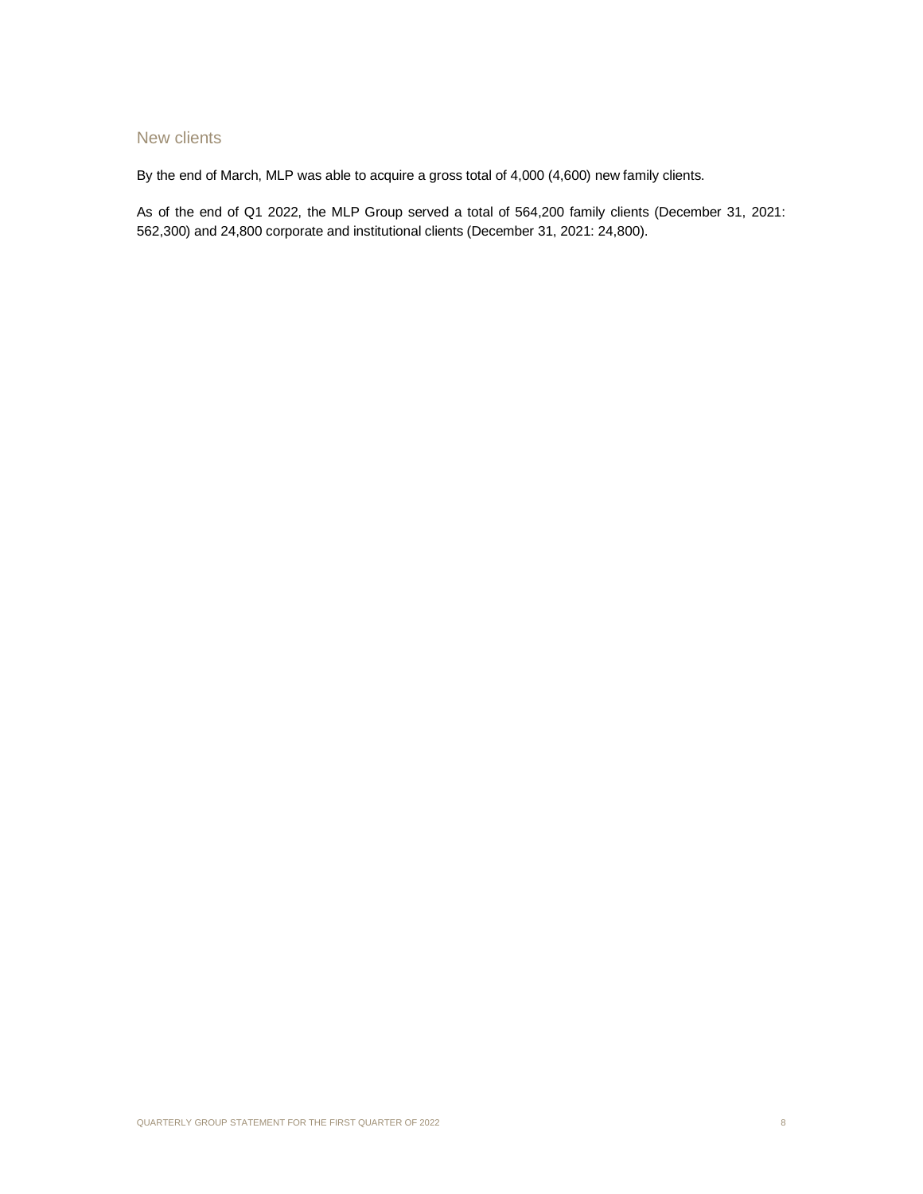## New clients

By the end of March, MLP was able to acquire a gross total of 4,000 (4,600) new family clients.

As of the end of Q1 2022, the MLP Group served a total of 564,200 family clients (December 31, 2021: 562,300) and 24,800 corporate and institutional clients (December 31, 2021: 24,800).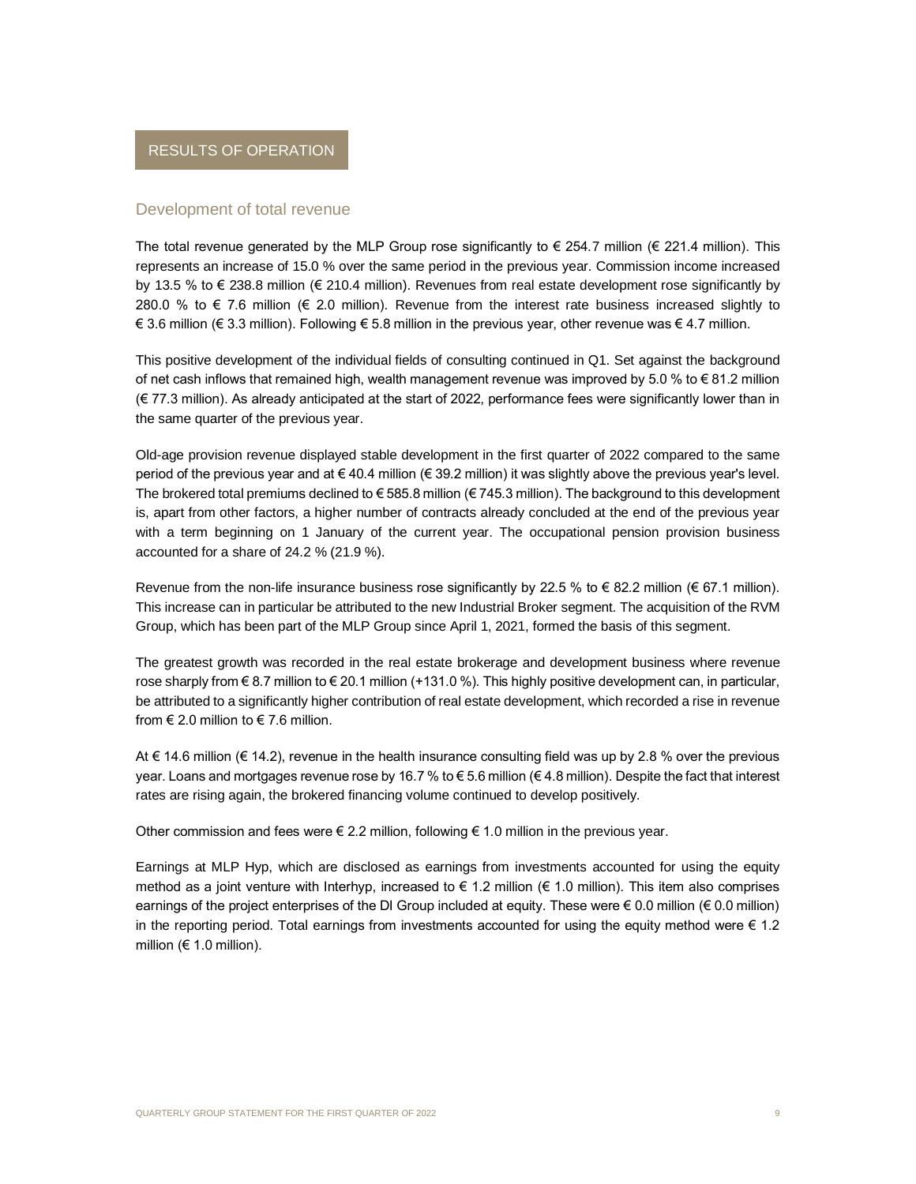# RESULTS OF OPERATION

## Development of total revenue

The total revenue generated by the MLP Group rose significantly to € 254.7 million (€ 221.4 million). This represents an increase of 15.0 % over the same period in the previous year. Commission income increased by 13.5 % to € 238.8 million (€ 210.4 million). Revenues from real estate development rose significantly by 280.0 % to € 7.6 million (€ 2.0 million). Revenue from the interest rate business increased slightly to € 3.6 million (€ 3.3 million). Following € 5.8 million in the previous year, other revenue was € 4.7 million.

This positive development of the individual fields of consulting continued in Q1. Set against the background of net cash inflows that remained high, wealth management revenue was improved by 5.0 % to € 81.2 million (€ 77.3 million). As already anticipated at the start of 2022, performance fees were significantly lower than in the same quarter of the previous year.

Old-age provision revenue displayed stable development in the first quarter of 2022 compared to the same period of the previous year and at € 40.4 million (€ 39.2 million) it was slightly above the previous year's level. The brokered total premiums declined to € 585.8 million (€ 745.3 million). The background to this development is, apart from other factors, a higher number of contracts already concluded at the end of the previous year with a term beginning on 1 January of the current year. The occupational pension provision business accounted for a share of 24.2 % (21.9 %).

Revenue from the non-life insurance business rose significantly by 22.5 % to € 82.2 million (€ 67.1 million). This increase can in particular be attributed to the new Industrial Broker segment. The acquisition of the RVM Group, which has been part of the MLP Group since April 1, 2021, formed the basis of this segment.

The greatest growth was recorded in the real estate brokerage and development business where revenue rose sharply from € 8.7 million to € 20.1 million (+131.0 %). This highly positive development can, in particular, be attributed to a significantly higher contribution of real estate development, which recorded a rise in revenue from € 2.0 million to € 7.6 million.

At € 14.6 million (€ 14.2), revenue in the health insurance consulting field was up by 2.8 % over the previous year. Loans and mortgages revenue rose by 16.7 % to € 5.6 million (€ 4.8 million). Despite the fact that interest rates are rising again, the brokered financing volume continued to develop positively.

Other commission and fees were € 2.2 million, following € 1.0 million in the previous year.

Earnings at MLP Hyp, which are disclosed as earnings from investments accounted for using the equity method as a joint venture with Interhyp, increased to € 1.2 million (€ 1.0 million). This item also comprises earnings of the project enterprises of the DI Group included at equity. These were € 0.0 million (€ 0.0 million) in the reporting period. Total earnings from investments accounted for using the equity method were € 1.2 million (€ 1.0 million).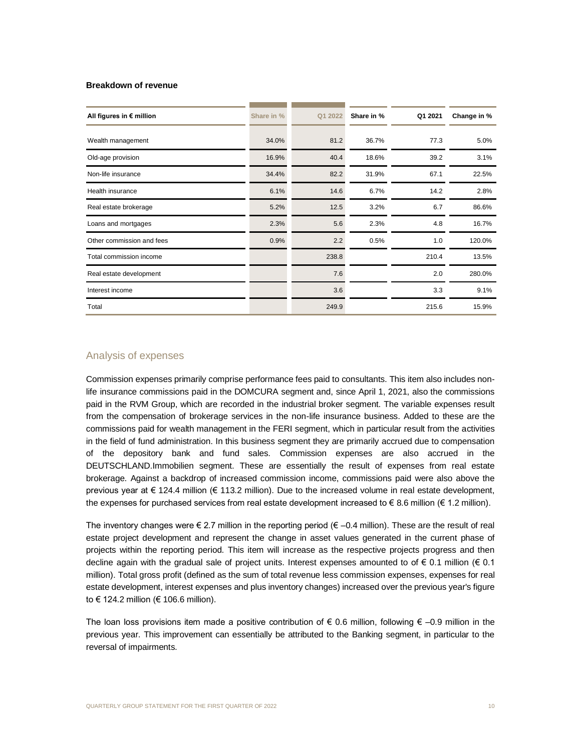**Breakdown of revenue**

| All figures in € million | Share in % | Q1 2022 | Share in % | Q1 2021 | Change in % |
|---|---|---|---|---|---|
| Wealth management | 34.0% | 81.2 | 36.7% | 77.3 | 5.0% |
| Old-age provision | 16.9% | 40.4 | 18.6% | 39.2 | 3.1% |
| Non-life insurance | 34.4% | 82.2 | 31.9% | 67.1 | 22.5% |
| Health insurance | 6.1% | 14.6 | 6.7% | 14.2 | 2.8% |
| Real estate brokerage | 5.2% | 12.5 | 3.2% | 6.7 | 86.6% |
| Loans and mortgages | 2.3% | 5.6 | 2.3% | 4.8 | 16.7% |
| Other commission and fees | 0.9% | 2.2 | 0.5% | 1.0 | 120.0% |
| Total commission income | | 238.8 | | 210.4 | 13.5% |
| Real estate development | | 7.6 | | 2.0 | 280.0% |
| Interest income | | 3.6 | | 3.3 | 9.1% |
| Total | | 249.9 | | 215.6 | 15.9% |

## Analysis of expenses

Commission expenses primarily comprise performance fees paid to consultants. This item also includes non-life insurance commissions paid in the DOMCURA segment and, since April 1, 2021, also the commissions paid in the RVM Group, which are recorded in the industrial broker segment. The variable expenses result from the compensation of brokerage services in the non-life insurance business. Added to these are the commissions paid for wealth management in the FERI segment, which in particular result from the activities in the field of fund administration. In this business segment they are primarily accrued due to compensation of the depository bank and fund sales. Commission expenses are also accrued in the DEUTSCHLAND.Immobilien segment. These are essentially the result of expenses from real estate brokerage. Against a backdrop of increased commission income, commissions paid were also above the previous year at € 124.4 million (€ 113.2 million). Due to the increased volume in real estate development, the expenses for purchased services from real estate development increased to € 8.6 million (€ 1.2 million).

The inventory changes were € 2.7 million in the reporting period (€ –0.4 million). These are the result of real estate project development and represent the change in asset values generated in the current phase of projects within the reporting period. This item will increase as the respective projects progress and then decline again with the gradual sale of project units. Interest expenses amounted to of € 0.1 million (€ 0.1 million). Total gross profit (defined as the sum of total revenue less commission expenses, expenses for real estate development, interest expenses and plus inventory changes) increased over the previous year's figure to € 124.2 million (€ 106.6 million).

The loan loss provisions item made a positive contribution of € 0.6 million, following € –0.9 million in the previous year. This improvement can essentially be attributed to the Banking segment, in particular to the reversal of impairments.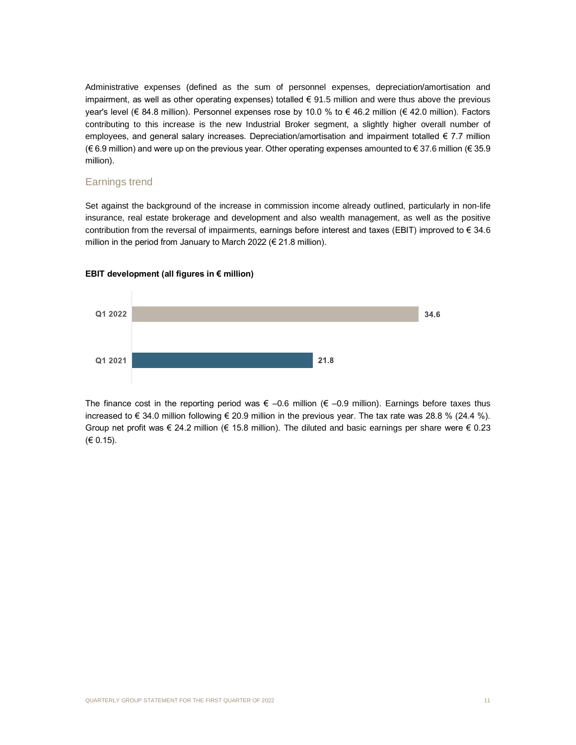Administrative expenses (defined as the sum of personnel expenses, depreciation/amortisation and impairment, as well as other operating expenses) totalled € 91.5 million and were thus above the previous year's level (€ 84.8 million). Personnel expenses rose by 10.0 % to € 46.2 million (€ 42.0 million). Factors contributing to this increase is the new Industrial Broker segment, a slightly higher overall number of employees, and general salary increases. Depreciation/amortisation and impairment totalled € 7.7 million (€ 6.9 million) and were up on the previous year. Other operating expenses amounted to € 37.6 million (€ 35.9 million).

## Earnings trend

Set against the background of the increase in commission income already outlined, particularly in non-life insurance, real estate brokerage and development and also wealth management, as well as the positive contribution from the reversal of impairments, earnings before interest and taxes (EBIT) improved to € 34.6 million in the period from January to March 2022 (€ 21.8 million).

**EBIT development (all figures in € million)**

| Period | EBIT |
|---|---|
| Q1 2022 | 34.6 |
| Q1 2021 | 21.8 |

The finance cost in the reporting period was € –0.6 million (€ –0.9 million). Earnings before taxes thus increased to € 34.0 million following € 20.9 million in the previous year. The tax rate was 28.8 % (24.4 %). Group net profit was € 24.2 million (€ 15.8 million). The diluted and basic earnings per share were € 0.23 (€ 0.15).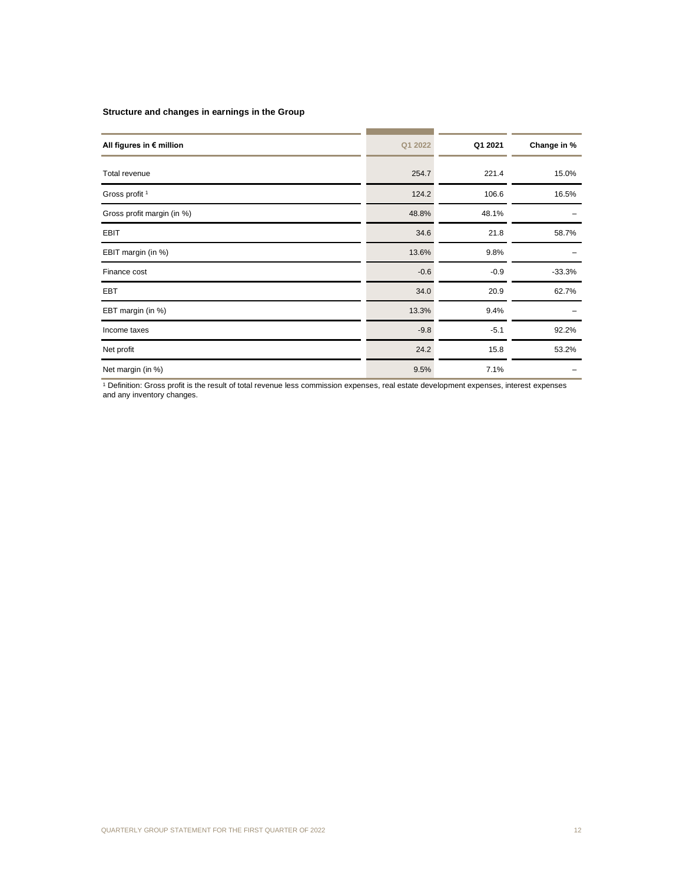**Structure and changes in earnings in the Group**

| All figures in € million | Q1 2022 | Q1 2021 | Change in % |
|---|---|---|---|
| Total revenue | 254.7 | 221.4 | 15.0% |
| Gross profit [1] | 124.2 | 106.6 | 16.5% |
| Gross profit margin (in %) | 48.8% | 48.1% | – |
| EBIT | 34.6 | 21.8 | 58.7% |
| EBIT margin (in %) | 13.6% | 9.8% | – |
| Finance cost | -0.6 | -0.9 | -33.3% |
| EBT | 34.0 | 20.9 | 62.7% |
| EBT margin (in %) | 13.3% | 9.4% | – |
| Income taxes | -9.8 | -5.1 | 92.2% |
| Net profit | 24.2 | 15.8 | 53.2% |
| Net margin (in %) | 9.5% | 7.1% | – |

[1] Definition: Gross profit is the result of total revenue less commission expenses, real estate development expenses, interest expenses and any inventory changes.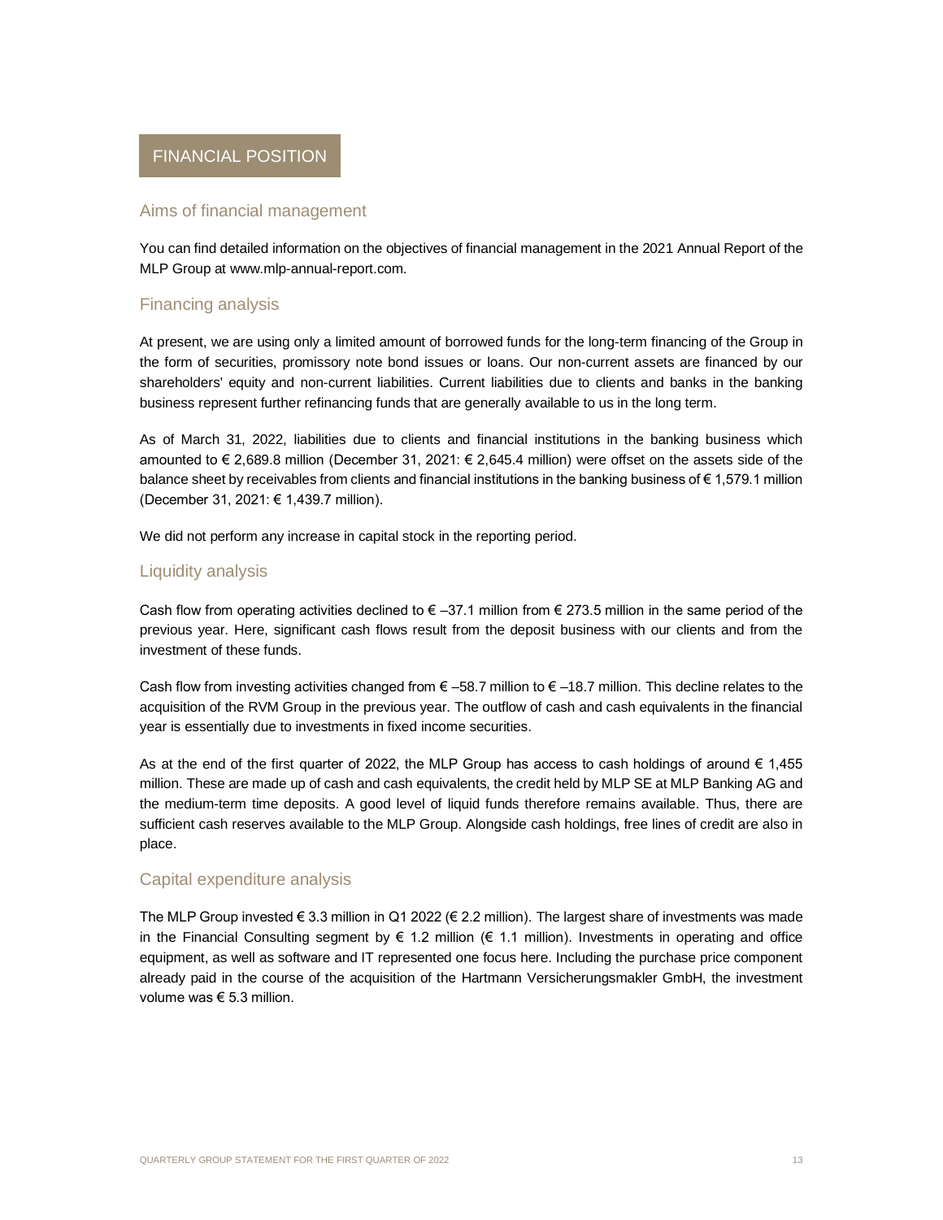# FINANCIAL POSITION

## Aims of financial management

You can find detailed information on the objectives of financial management in the 2021 Annual Report of the MLP Group at www.mlp-annual-report.com.

## Financing analysis

At present, we are using only a limited amount of borrowed funds for the long-term financing of the Group in the form of securities, promissory note bond issues or loans. Our non-current assets are financed by our shareholders' equity and non-current liabilities. Current liabilities due to clients and banks in the banking business represent further refinancing funds that are generally available to us in the long term.

As of March 31, 2022, liabilities due to clients and financial institutions in the banking business which amounted to € 2,689.8 million (December 31, 2021: € 2,645.4 million) were offset on the assets side of the balance sheet by receivables from clients and financial institutions in the banking business of € 1,579.1 million (December 31, 2021: € 1,439.7 million).

We did not perform any increase in capital stock in the reporting period.

## Liquidity analysis

Cash flow from operating activities declined to € –37.1 million from € 273.5 million in the same period of the previous year. Here, significant cash flows result from the deposit business with our clients and from the investment of these funds.

Cash flow from investing activities changed from € –58.7 million to € –18.7 million. This decline relates to the acquisition of the RVM Group in the previous year. The outflow of cash and cash equivalents in the financial year is essentially due to investments in fixed income securities.

As at the end of the first quarter of 2022, the MLP Group has access to cash holdings of around € 1,455 million. These are made up of cash and cash equivalents, the credit held by MLP SE at MLP Banking AG and the medium-term time deposits. A good level of liquid funds therefore remains available. Thus, there are sufficient cash reserves available to the MLP Group. Alongside cash holdings, free lines of credit are also in place.

## Capital expenditure analysis

The MLP Group invested € 3.3 million in Q1 2022 (€ 2.2 million). The largest share of investments was made in the Financial Consulting segment by € 1.2 million (€ 1.1 million). Investments in operating and office equipment, as well as software and IT represented one focus here. Including the purchase price component already paid in the course of the acquisition of the Hartmann Versicherungsmakler GmbH, the investment volume was € 5.3 million.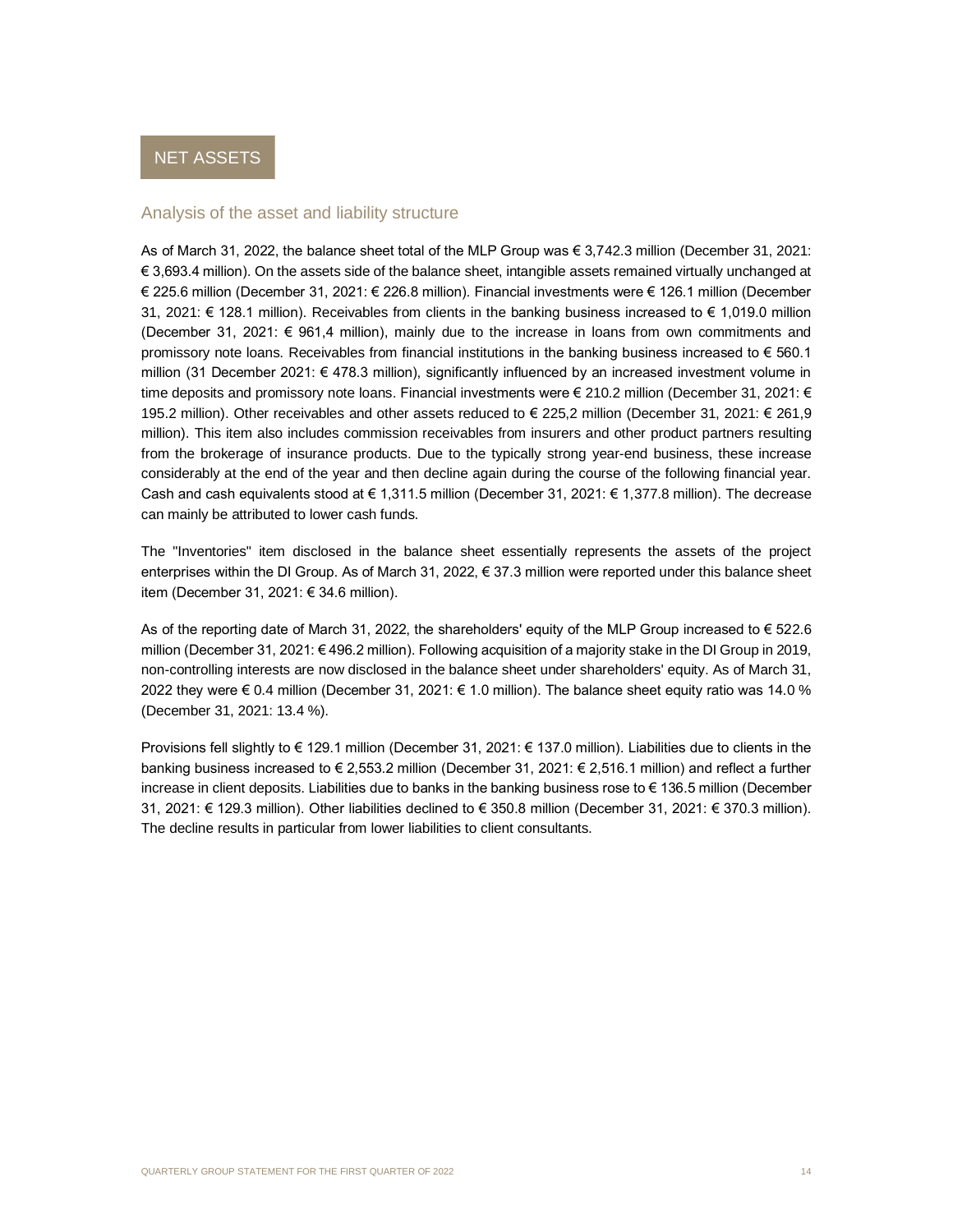# NET ASSETS

## Analysis of the asset and liability structure

As of March 31, 2022, the balance sheet total of the MLP Group was € 3,742.3 million (December 31, 2021: € 3,693.4 million). On the assets side of the balance sheet, intangible assets remained virtually unchanged at € 225.6 million (December 31, 2021: € 226.8 million). Financial investments were € 126.1 million (December 31, 2021: € 128.1 million). Receivables from clients in the banking business increased to € 1,019.0 million (December 31, 2021: € 961,4 million), mainly due to the increase in loans from own commitments and promissory note loans. Receivables from financial institutions in the banking business increased to € 560.1 million (31 December 2021: € 478.3 million), significantly influenced by an increased investment volume in time deposits and promissory note loans. Financial investments were € 210.2 million (December 31, 2021: € 195.2 million). Other receivables and other assets reduced to € 225,2 million (December 31, 2021: € 261,9 million). This item also includes commission receivables from insurers and other product partners resulting from the brokerage of insurance products. Due to the typically strong year-end business, these increase considerably at the end of the year and then decline again during the course of the following financial year. Cash and cash equivalents stood at € 1,311.5 million (December 31, 2021: € 1,377.8 million). The decrease can mainly be attributed to lower cash funds.

The "Inventories" item disclosed in the balance sheet essentially represents the assets of the project enterprises within the DI Group. As of March 31, 2022, € 37.3 million were reported under this balance sheet item (December 31, 2021: € 34.6 million).

As of the reporting date of March 31, 2022, the shareholders' equity of the MLP Group increased to € 522.6 million (December 31, 2021: € 496.2 million). Following acquisition of a majority stake in the DI Group in 2019, non-controlling interests are now disclosed in the balance sheet under shareholders' equity. As of March 31, 2022 they were € 0.4 million (December 31, 2021: € 1.0 million). The balance sheet equity ratio was 14.0 % (December 31, 2021: 13.4 %).

Provisions fell slightly to € 129.1 million (December 31, 2021: € 137.0 million). Liabilities due to clients in the banking business increased to € 2,553.2 million (December 31, 2021: € 2,516.1 million) and reflect a further increase in client deposits. Liabilities due to banks in the banking business rose to € 136.5 million (December 31, 2021: € 129.3 million). Other liabilities declined to € 350.8 million (December 31, 2021: € 370.3 million). The decline results in particular from lower liabilities to client consultants.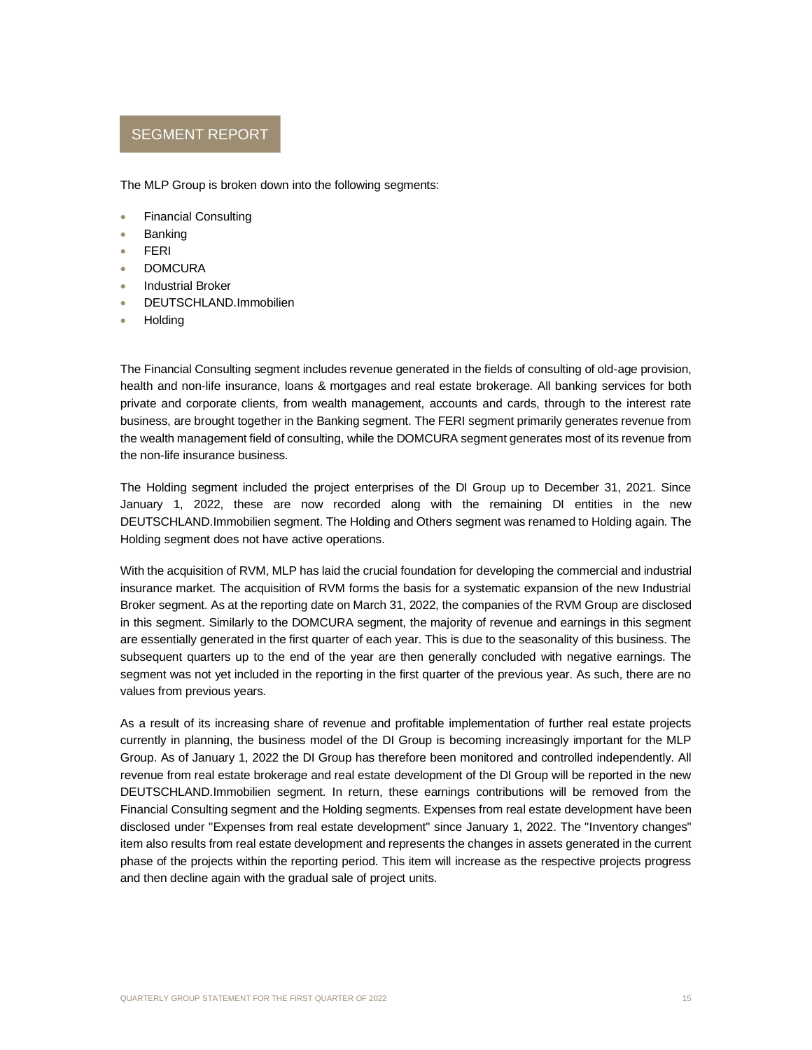# SEGMENT REPORT

The MLP Group is broken down into the following segments:

- Financial Consulting
- Banking
- FERI
- DOMCURA
- Industrial Broker
- DEUTSCHLAND.Immobilien
- Holding

The Financial Consulting segment includes revenue generated in the fields of consulting of old-age provision, health and non-life insurance, loans & mortgages and real estate brokerage. All banking services for both private and corporate clients, from wealth management, accounts and cards, through to the interest rate business, are brought together in the Banking segment. The FERI segment primarily generates revenue from the wealth management field of consulting, while the DOMCURA segment generates most of its revenue from the non-life insurance business.

The Holding segment included the project enterprises of the DI Group up to December 31, 2021. Since January 1, 2022, these are now recorded along with the remaining DI entities in the new DEUTSCHLAND.Immobilien segment. The Holding and Others segment was renamed to Holding again. The Holding segment does not have active operations.

With the acquisition of RVM, MLP has laid the crucial foundation for developing the commercial and industrial insurance market. The acquisition of RVM forms the basis for a systematic expansion of the new Industrial Broker segment. As at the reporting date on March 31, 2022, the companies of the RVM Group are disclosed in this segment. Similarly to the DOMCURA segment, the majority of revenue and earnings in this segment are essentially generated in the first quarter of each year. This is due to the seasonality of this business. The subsequent quarters up to the end of the year are then generally concluded with negative earnings. The segment was not yet included in the reporting in the first quarter of the previous year. As such, there are no values from previous years.

As a result of its increasing share of revenue and profitable implementation of further real estate projects currently in planning, the business model of the DI Group is becoming increasingly important for the MLP Group. As of January 1, 2022 the DI Group has therefore been monitored and controlled independently. All revenue from real estate brokerage and real estate development of the DI Group will be reported in the new DEUTSCHLAND.Immobilien segment. In return, these earnings contributions will be removed from the Financial Consulting segment and the Holding segments. Expenses from real estate development have been disclosed under "Expenses from real estate development" since January 1, 2022. The "Inventory changes" item also results from real estate development and represents the changes in assets generated in the current phase of the projects within the reporting period. This item will increase as the respective projects progress and then decline again with the gradual sale of project units.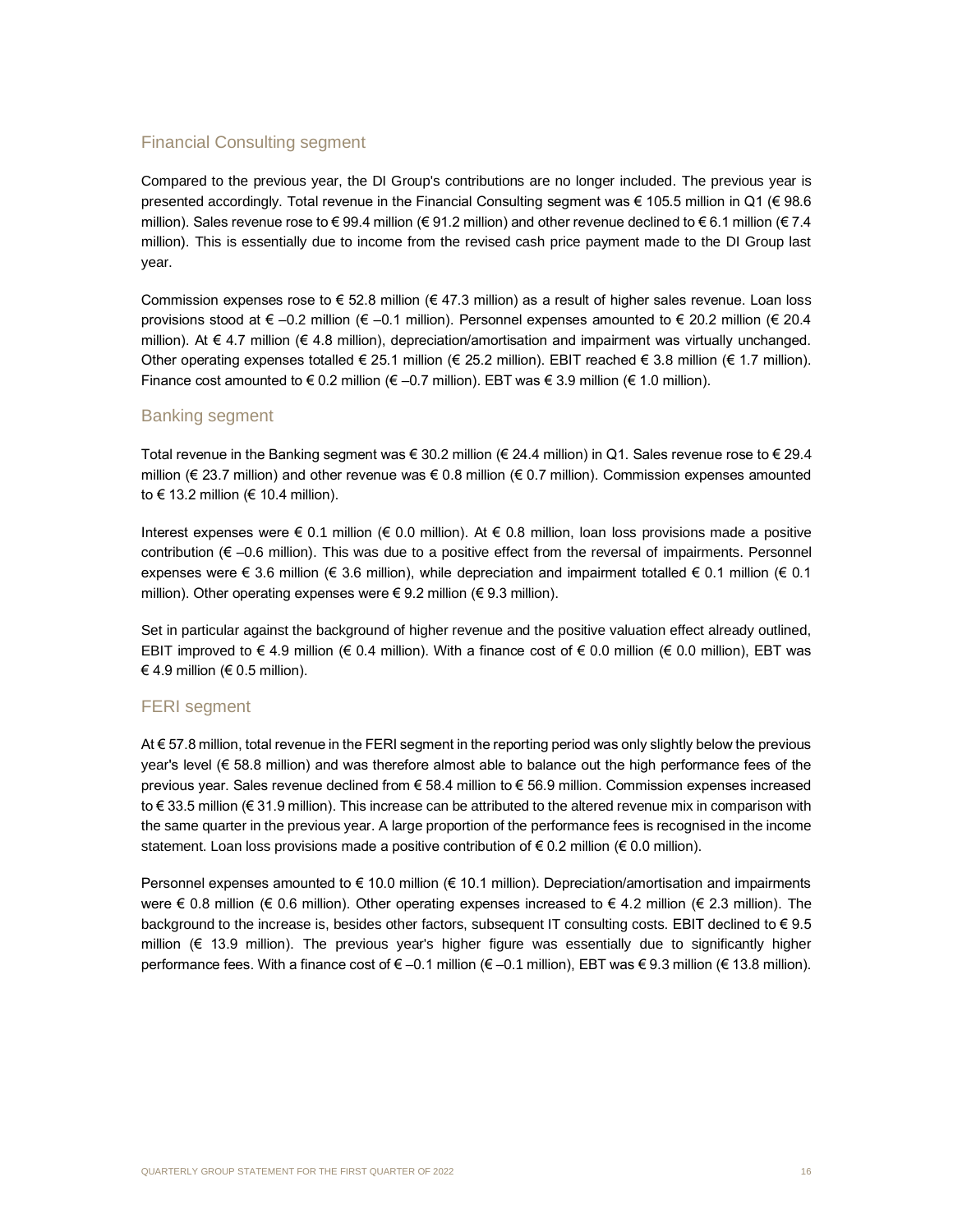## Financial Consulting segment

Compared to the previous year, the DI Group's contributions are no longer included. The previous year is presented accordingly. Total revenue in the Financial Consulting segment was € 105.5 million in Q1 (€ 98.6 million). Sales revenue rose to € 99.4 million (€ 91.2 million) and other revenue declined to € 6.1 million (€ 7.4 million). This is essentially due to income from the revised cash price payment made to the DI Group last year.

Commission expenses rose to € 52.8 million (€ 47.3 million) as a result of higher sales revenue. Loan loss provisions stood at € –0.2 million (€ –0.1 million). Personnel expenses amounted to € 20.2 million (€ 20.4 million). At € 4.7 million (€ 4.8 million), depreciation/amortisation and impairment was virtually unchanged. Other operating expenses totalled € 25.1 million (€ 25.2 million). EBIT reached € 3.8 million (€ 1.7 million). Finance cost amounted to € 0.2 million (€ –0.7 million). EBT was € 3.9 million (€ 1.0 million).

## Banking segment

Total revenue in the Banking segment was € 30.2 million (€ 24.4 million) in Q1. Sales revenue rose to € 29.4 million (€ 23.7 million) and other revenue was € 0.8 million (€ 0.7 million). Commission expenses amounted to € 13.2 million (€ 10.4 million).

Interest expenses were € 0.1 million (€ 0.0 million). At € 0.8 million, loan loss provisions made a positive contribution (€ –0.6 million). This was due to a positive effect from the reversal of impairments. Personnel expenses were € 3.6 million (€ 3.6 million), while depreciation and impairment totalled € 0.1 million (€ 0.1 million). Other operating expenses were € 9.2 million (€ 9.3 million).

Set in particular against the background of higher revenue and the positive valuation effect already outlined, EBIT improved to € 4.9 million (€ 0.4 million). With a finance cost of € 0.0 million (€ 0.0 million), EBT was € 4.9 million (€ 0.5 million).

## FERI segment

At € 57.8 million, total revenue in the FERI segment in the reporting period was only slightly below the previous year's level (€ 58.8 million) and was therefore almost able to balance out the high performance fees of the previous year. Sales revenue declined from € 58.4 million to € 56.9 million. Commission expenses increased to € 33.5 million (€ 31.9 million). This increase can be attributed to the altered revenue mix in comparison with the same quarter in the previous year. A large proportion of the performance fees is recognised in the income statement. Loan loss provisions made a positive contribution of € 0.2 million (€ 0.0 million).

Personnel expenses amounted to € 10.0 million (€ 10.1 million). Depreciation/amortisation and impairments were € 0.8 million (€ 0.6 million). Other operating expenses increased to € 4.2 million (€ 2.3 million). The background to the increase is, besides other factors, subsequent IT consulting costs. EBIT declined to € 9.5 million (€ 13.9 million). The previous year's higher figure was essentially due to significantly higher performance fees. With a finance cost of € –0.1 million (€ –0.1 million), EBT was € 9.3 million (€ 13.8 million).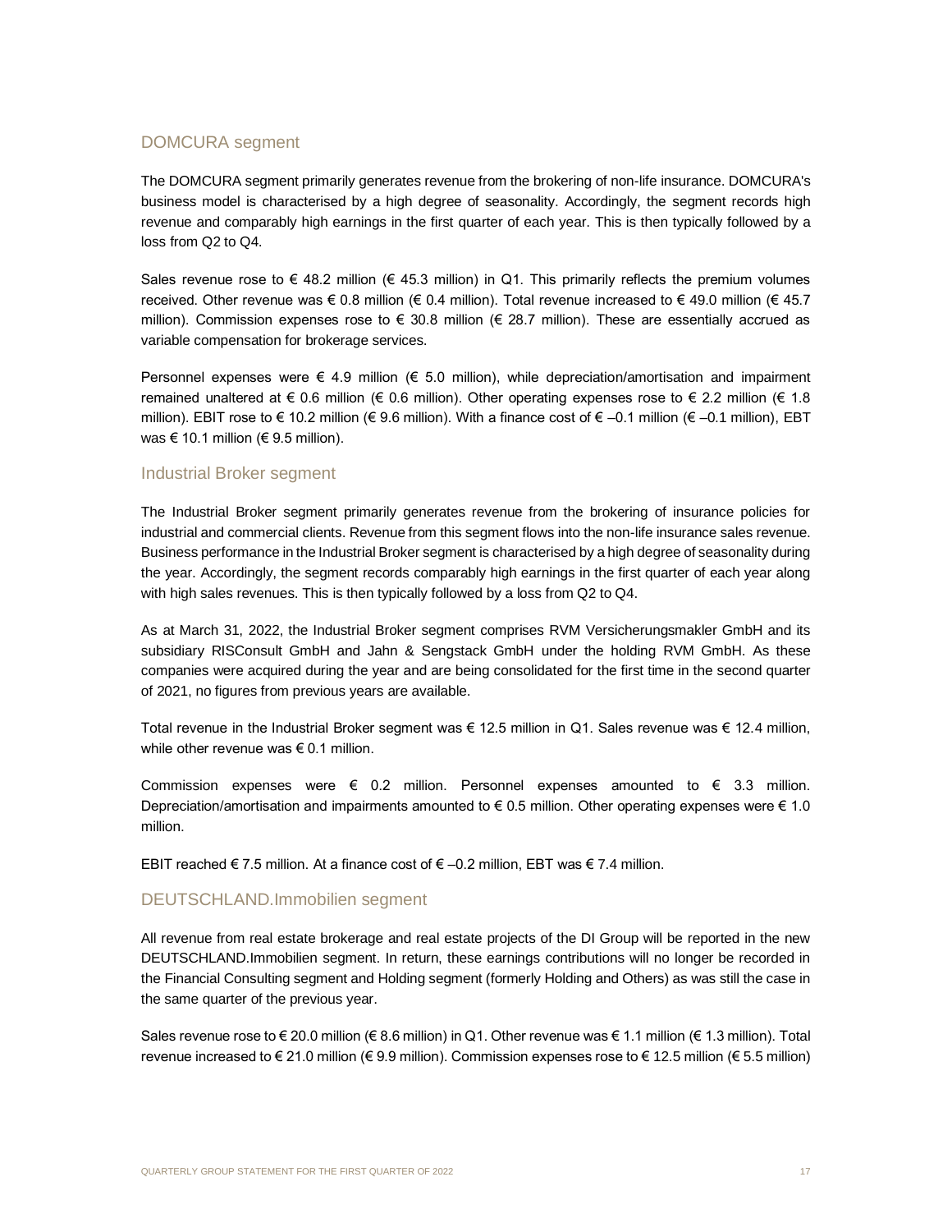## DOMCURA segment

The DOMCURA segment primarily generates revenue from the brokering of non-life insurance. DOMCURA's business model is characterised by a high degree of seasonality. Accordingly, the segment records high revenue and comparably high earnings in the first quarter of each year. This is then typically followed by a loss from Q2 to Q4.

Sales revenue rose to € 48.2 million (€ 45.3 million) in Q1. This primarily reflects the premium volumes received. Other revenue was € 0.8 million (€ 0.4 million). Total revenue increased to € 49.0 million (€ 45.7 million). Commission expenses rose to € 30.8 million (€ 28.7 million). These are essentially accrued as variable compensation for brokerage services.

Personnel expenses were € 4.9 million (€ 5.0 million), while depreciation/amortisation and impairment remained unaltered at € 0.6 million (€ 0.6 million). Other operating expenses rose to € 2.2 million (€ 1.8 million). EBIT rose to € 10.2 million (€ 9.6 million). With a finance cost of € –0.1 million (€ –0.1 million), EBT was € 10.1 million (€ 9.5 million).

## Industrial Broker segment

The Industrial Broker segment primarily generates revenue from the brokering of insurance policies for industrial and commercial clients. Revenue from this segment flows into the non-life insurance sales revenue. Business performance in the Industrial Broker segment is characterised by a high degree of seasonality during the year. Accordingly, the segment records comparably high earnings in the first quarter of each year along with high sales revenues. This is then typically followed by a loss from Q2 to Q4.

As at March 31, 2022, the Industrial Broker segment comprises RVM Versicherungsmakler GmbH and its subsidiary RISConsult GmbH and Jahn & Sengstack GmbH under the holding RVM GmbH. As these companies were acquired during the year and are being consolidated for the first time in the second quarter of 2021, no figures from previous years are available.

Total revenue in the Industrial Broker segment was € 12.5 million in Q1. Sales revenue was € 12.4 million, while other revenue was € 0.1 million.

Commission expenses were € 0.2 million. Personnel expenses amounted to € 3.3 million. Depreciation/amortisation and impairments amounted to € 0.5 million. Other operating expenses were € 1.0 million.

EBIT reached € 7.5 million. At a finance cost of € –0.2 million, EBT was € 7.4 million.

## DEUTSCHLAND.Immobilien segment

All revenue from real estate brokerage and real estate projects of the DI Group will be reported in the new DEUTSCHLAND.Immobilien segment. In return, these earnings contributions will no longer be recorded in the Financial Consulting segment and Holding segment (formerly Holding and Others) as was still the case in the same quarter of the previous year.

Sales revenue rose to € 20.0 million (€ 8.6 million) in Q1. Other revenue was € 1.1 million (€ 1.3 million). Total revenue increased to € 21.0 million (€ 9.9 million). Commission expenses rose to € 12.5 million (€ 5.5 million)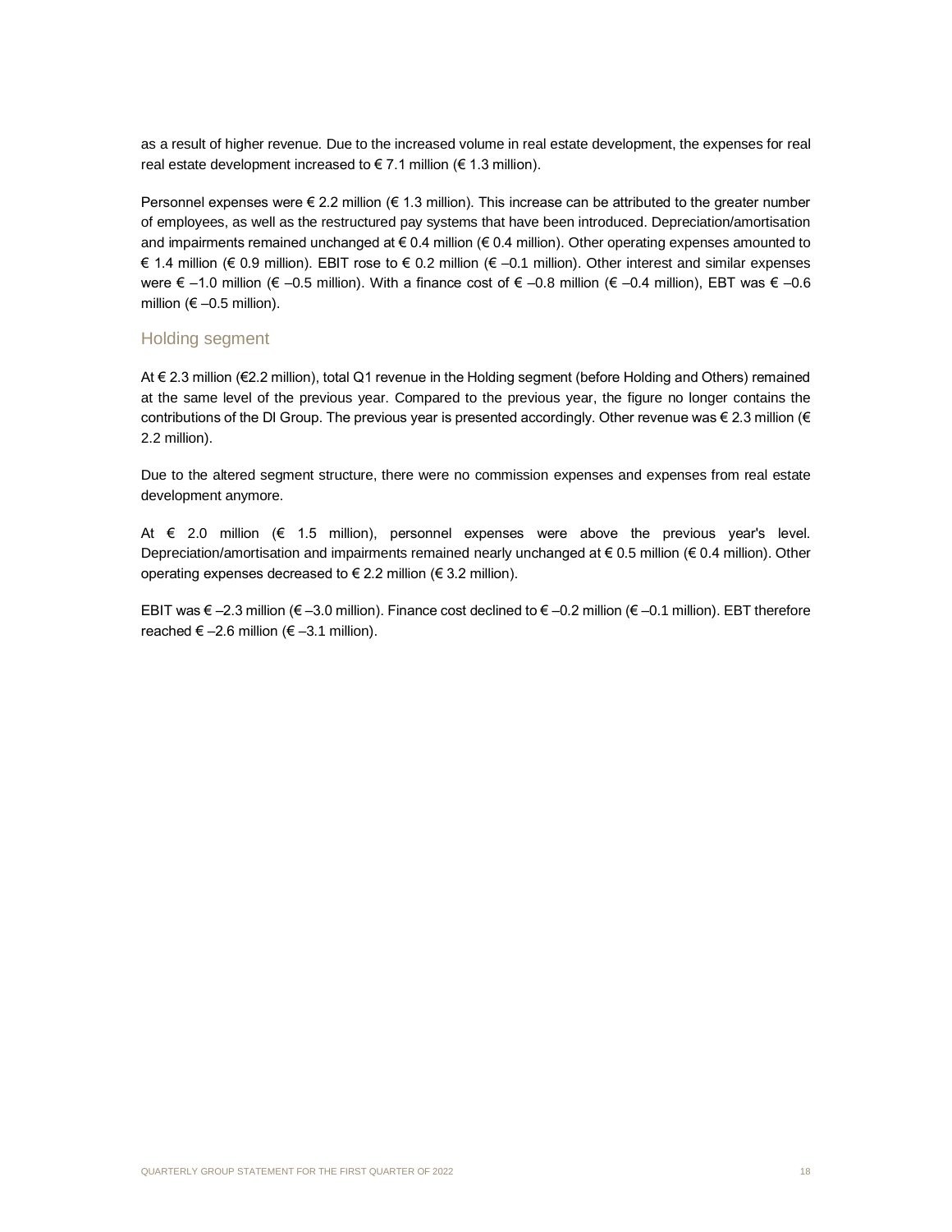as a result of higher revenue. Due to the increased volume in real estate development, the expenses for real real estate development increased to € 7.1 million (€ 1.3 million).

Personnel expenses were € 2.2 million (€ 1.3 million). This increase can be attributed to the greater number of employees, as well as the restructured pay systems that have been introduced. Depreciation/amortisation and impairments remained unchanged at € 0.4 million (€ 0.4 million). Other operating expenses amounted to € 1.4 million (€ 0.9 million). EBIT rose to € 0.2 million (€ –0.1 million). Other interest and similar expenses were € –1.0 million (€ –0.5 million). With a finance cost of € –0.8 million (€ –0.4 million), EBT was € –0.6 million (€ –0.5 million).

## Holding segment

At € 2.3 million (€2.2 million), total Q1 revenue in the Holding segment (before Holding and Others) remained at the same level of the previous year. Compared to the previous year, the figure no longer contains the contributions of the DI Group. The previous year is presented accordingly. Other revenue was € 2.3 million (€ 2.2 million).

Due to the altered segment structure, there were no commission expenses and expenses from real estate development anymore.

At € 2.0 million (€ 1.5 million), personnel expenses were above the previous year's level. Depreciation/amortisation and impairments remained nearly unchanged at € 0.5 million (€ 0.4 million). Other operating expenses decreased to € 2.2 million (€ 3.2 million).

EBIT was € –2.3 million (€ –3.0 million). Finance cost declined to € –0.2 million (€ –0.1 million). EBT therefore reached € –2.6 million (€ –3.1 million).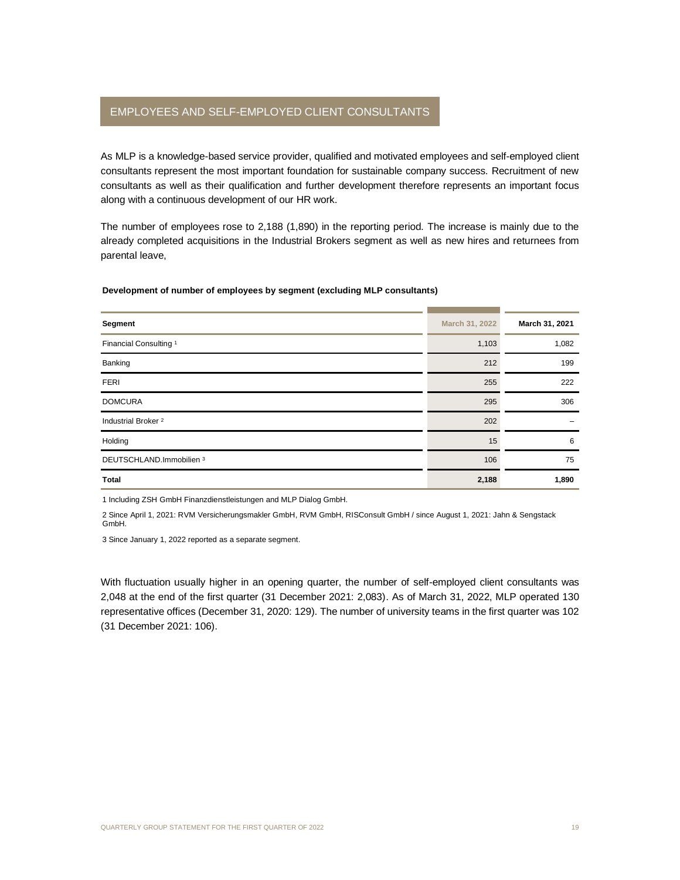## EMPLOYEES AND SELF-EMPLOYED CLIENT CONSULTANTS

As MLP is a knowledge-based service provider, qualified and motivated employees and self-employed client consultants represent the most important foundation for sustainable company success. Recruitment of new consultants as well as their qualification and further development therefore represents an important focus along with a continuous development of our HR work.

The number of employees rose to 2,188 (1,890) in the reporting period. The increase is mainly due to the already completed acquisitions in the Industrial Brokers segment as well as new hires and returnees from parental leave,

**Development of number of employees by segment (excluding MLP consultants)**

| Segment | March 31, 2022 | March 31, 2021 |
|---|---|---|
| Financial Consulting [1] | 1,103 | 1,082 |
| Banking | 212 | 199 |
| FERI | 255 | 222 |
| DOMCURA | 295 | 306 |
| Industrial Broker [2] | 202 | – |
| Holding | 15 | 6 |
| DEUTSCHLAND.Immobilien [3] | 106 | 75 |
| **Total** | **2,188** | **1,890** |

1 Including ZSH GmbH Finanzdienstleistungen and MLP Dialog GmbH.

2 Since April 1, 2021: RVM Versicherungsmakler GmbH, RVM GmbH, RISConsult GmbH / since August 1, 2021: Jahn & Sengstack GmbH.

3 Since January 1, 2022 reported as a separate segment.

With fluctuation usually higher in an opening quarter, the number of self-employed client consultants was 2,048 at the end of the first quarter (31 December 2021: 2,083). As of March 31, 2022, MLP operated 130 representative offices (December 31, 2020: 129). The number of university teams in the first quarter was 102 (31 December 2021: 106).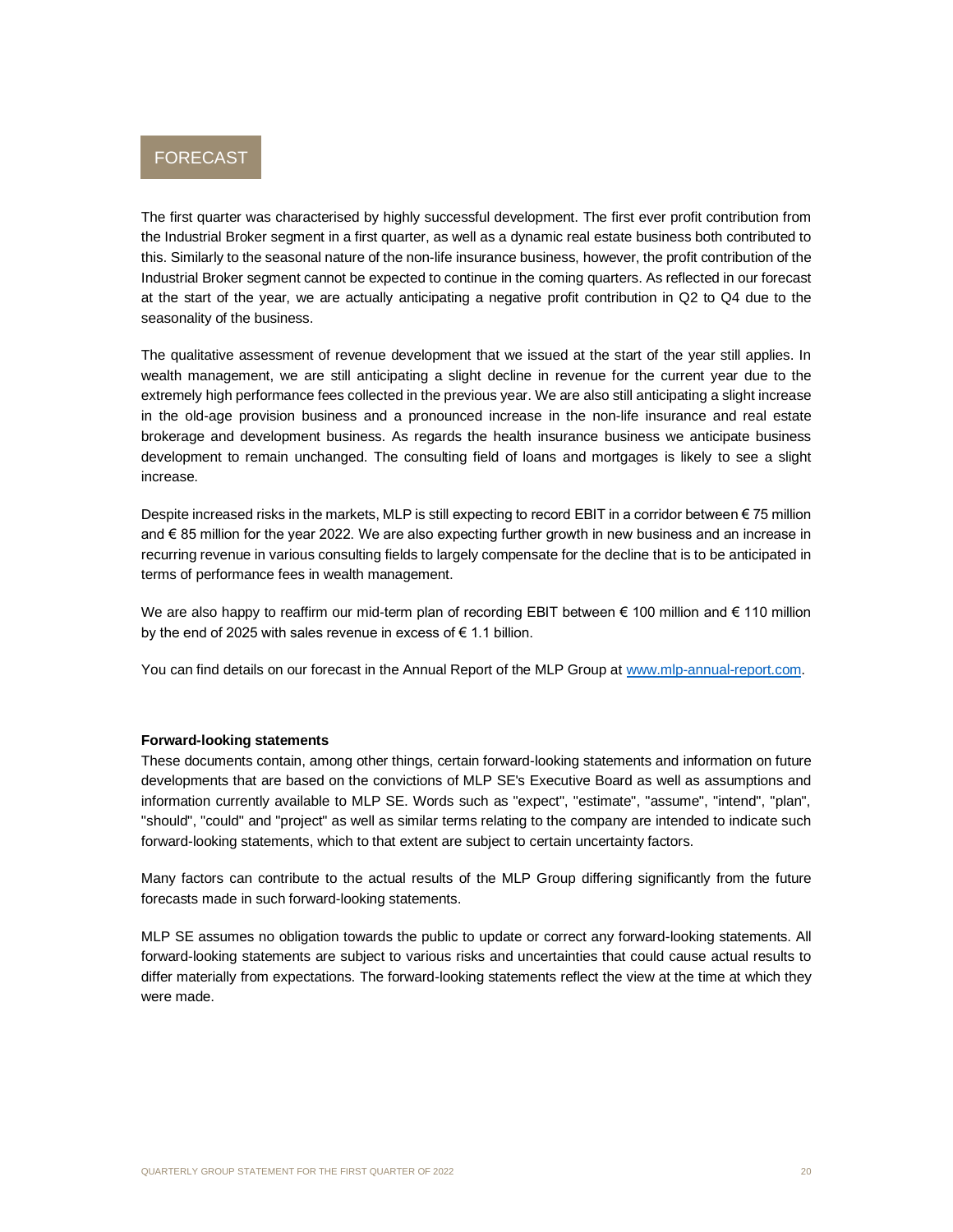## FORECAST

The first quarter was characterised by highly successful development. The first ever profit contribution from the Industrial Broker segment in a first quarter, as well as a dynamic real estate business both contributed to this. Similarly to the seasonal nature of the non-life insurance business, however, the profit contribution of the Industrial Broker segment cannot be expected to continue in the coming quarters. As reflected in our forecast at the start of the year, we are actually anticipating a negative profit contribution in Q2 to Q4 due to the seasonality of the business.

The qualitative assessment of revenue development that we issued at the start of the year still applies. In wealth management, we are still anticipating a slight decline in revenue for the current year due to the extremely high performance fees collected in the previous year. We are also still anticipating a slight increase in the old-age provision business and a pronounced increase in the non-life insurance and real estate brokerage and development business. As regards the health insurance business we anticipate business development to remain unchanged. The consulting field of loans and mortgages is likely to see a slight increase.

Despite increased risks in the markets, MLP is still expecting to record EBIT in a corridor between € 75 million and € 85 million for the year 2022. We are also expecting further growth in new business and an increase in recurring revenue in various consulting fields to largely compensate for the decline that is to be anticipated in terms of performance fees in wealth management.

We are also happy to reaffirm our mid-term plan of recording EBIT between € 100 million and € 110 million by the end of 2025 with sales revenue in excess of € 1.1 billion.

You can find details on our forecast in the Annual Report of the MLP Group at [www.mlp-annual-report.com](http://www.mlp-annual-report.com).

**Forward-looking statements**

These documents contain, among other things, certain forward-looking statements and information on future developments that are based on the convictions of MLP SE's Executive Board as well as assumptions and information currently available to MLP SE. Words such as "expect", "estimate", "assume", "intend", "plan", "should", "could" and "project" as well as similar terms relating to the company are intended to indicate such forward-looking statements, which to that extent are subject to certain uncertainty factors.

Many factors can contribute to the actual results of the MLP Group differing significantly from the future forecasts made in such forward-looking statements.

MLP SE assumes no obligation towards the public to update or correct any forward-looking statements. All forward-looking statements are subject to various risks and uncertainties that could cause actual results to differ materially from expectations. The forward-looking statements reflect the view at the time at which they were made.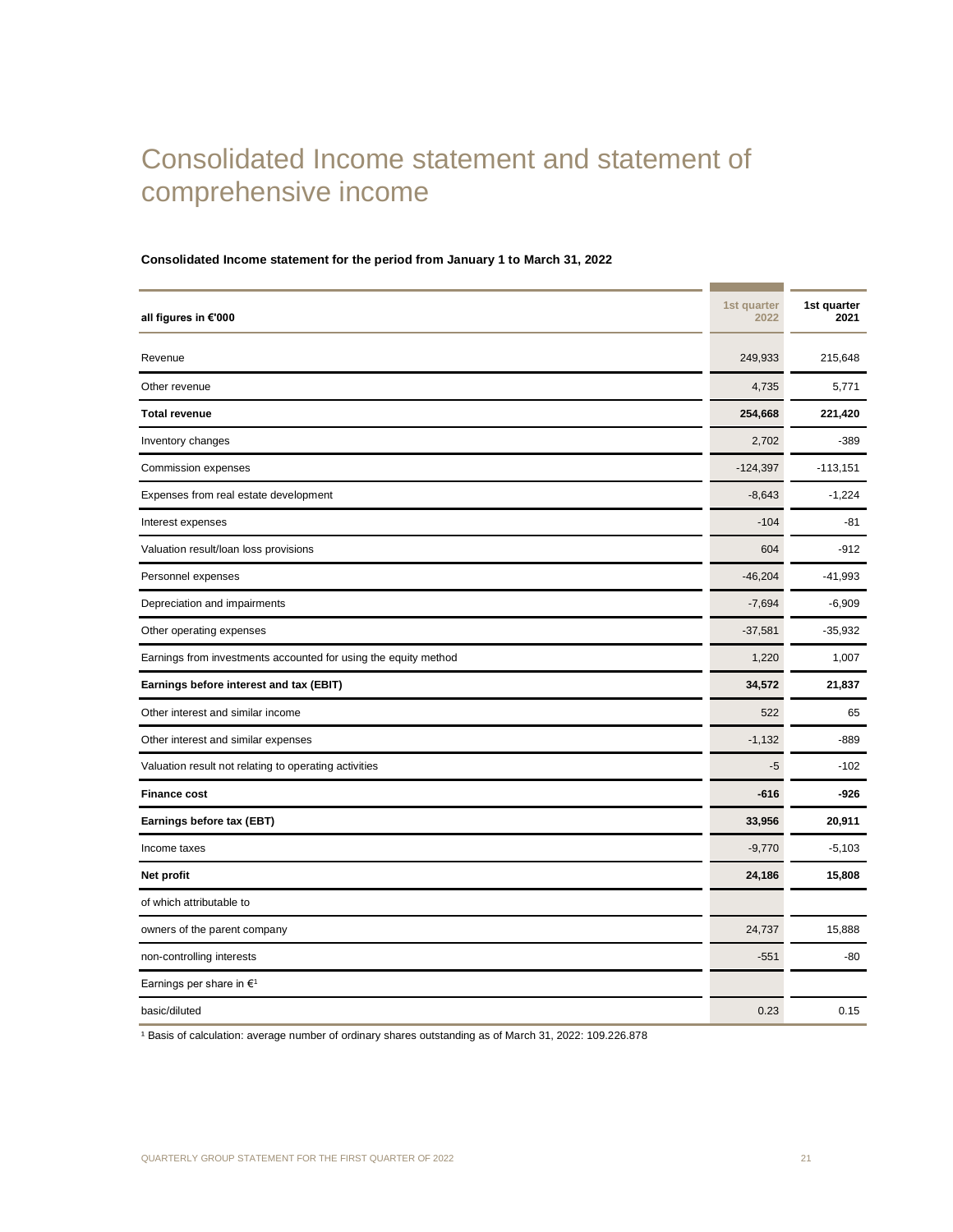# Consolidated Income statement and statement of comprehensive income

**Consolidated Income statement for the period from January 1 to March 31, 2022**

| all figures in €'000 | 1st quarter 2022 | 1st quarter 2021 |
|---|---|---|
| Revenue | 249,933 | 215,648 |
| Other revenue | 4,735 | 5,771 |
| **Total revenue** | **254,668** | **221,420** |
| Inventory changes | 2,702 | -389 |
| Commission expenses | -124,397 | -113,151 |
| Expenses from real estate development | -8,643 | -1,224 |
| Interest expenses | -104 | -81 |
| Valuation result/loan loss provisions | 604 | -912 |
| Personnel expenses | -46,204 | -41,993 |
| Depreciation and impairments | -7,694 | -6,909 |
| Other operating expenses | -37,581 | -35,932 |
| Earnings from investments accounted for using the equity method | 1,220 | 1,007 |
| **Earnings before interest and tax (EBIT)** | **34,572** | **21,837** |
| Other interest and similar income | 522 | 65 |
| Other interest and similar expenses | -1,132 | -889 |
| Valuation result not relating to operating activities | -5 | -102 |
| **Finance cost** | **-616** | **-926** |
| **Earnings before tax (EBT)** | **33,956** | **20,911** |
| Income taxes | -9,770 | -5,103 |
| **Net profit** | **24,186** | **15,808** |
| of which attributable to | | |
| owners of the parent company | 24,737 | 15,888 |
| non-controlling interests | -551 | -80 |
| Earnings per share in €[1] | | |
| basic/diluted | 0.23 | 0.15 |

[1] Basis of calculation: average number of ordinary shares outstanding as of March 31, 2022: 109.226.878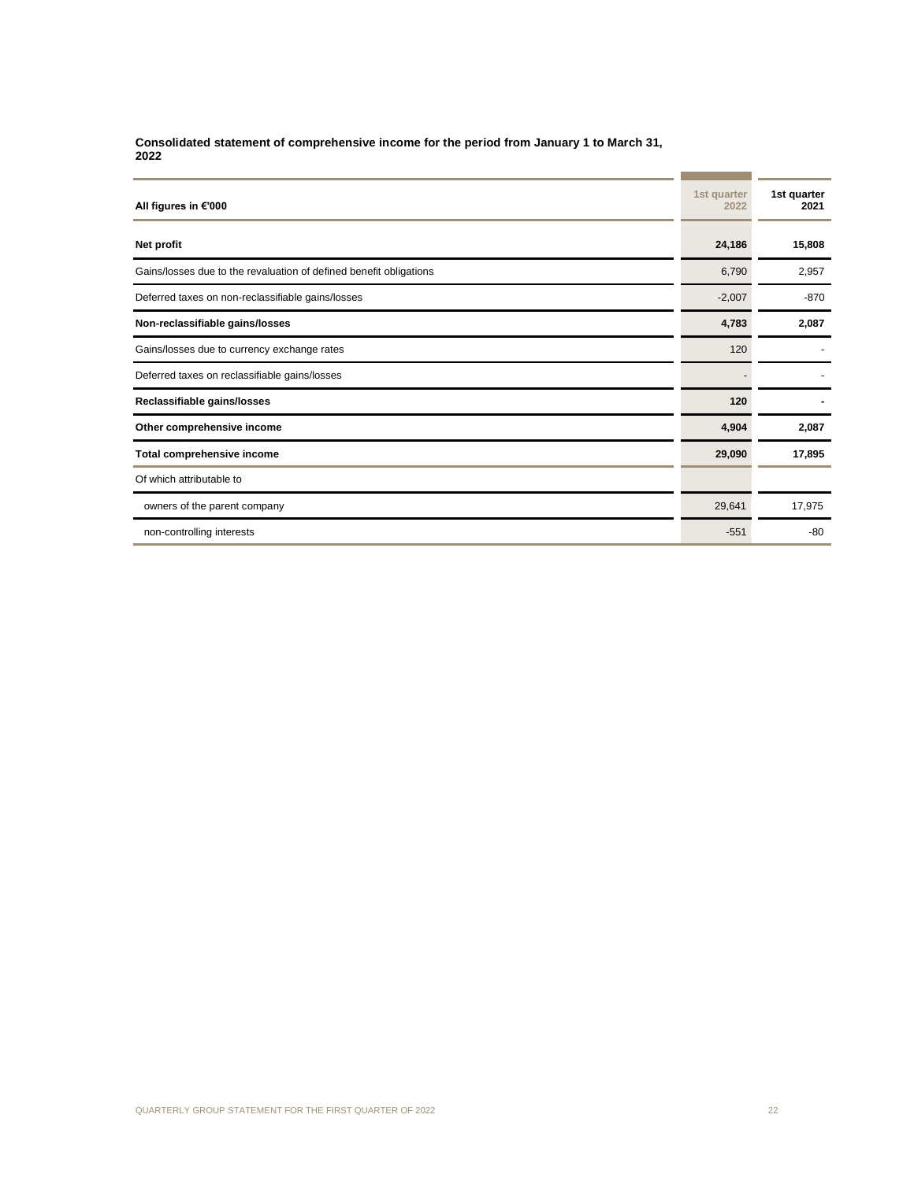**Consolidated statement of comprehensive income for the period from January 1 to March 31, 2022**

| All figures in €'000 | 1st quarter 2022 | 1st quarter 2021 |
|---|---|---|
| **Net profit** | **24,186** | **15,808** |
| Gains/losses due to the revaluation of defined benefit obligations | 6,790 | 2,957 |
| Deferred taxes on non-reclassifiable gains/losses | -2,007 | -870 |
| **Non-reclassifiable gains/losses** | **4,783** | **2,087** |
| Gains/losses due to currency exchange rates | 120 | - |
| Deferred taxes on reclassifiable gains/losses | - | - |
| **Reclassifiable gains/losses** | **120** | **-** |
| **Other comprehensive income** | **4,904** | **2,087** |
| **Total comprehensive income** | **29,090** | **17,895** |
| Of which attributable to | | |
| owners of the parent company | 29,641 | 17,975 |
| non-controlling interests | -551 | -80 |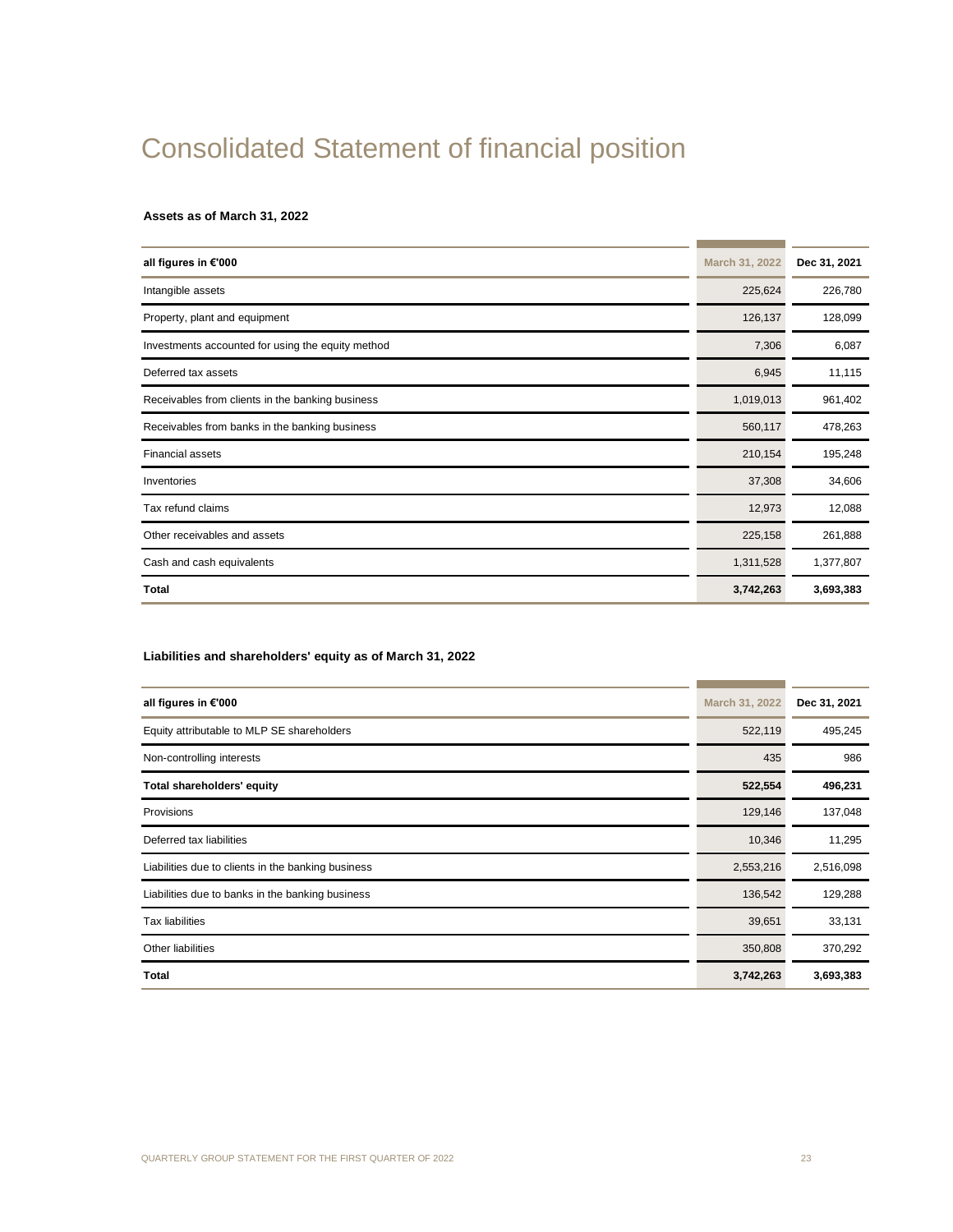# Consolidated Statement of financial position

**Assets as of March 31, 2022**

| all figures in €'000 | March 31, 2022 | Dec 31, 2021 |
|---|---|---|
| Intangible assets | 225,624 | 226,780 |
| Property, plant and equipment | 126,137 | 128,099 |
| Investments accounted for using the equity method | 7,306 | 6,087 |
| Deferred tax assets | 6,945 | 11,115 |
| Receivables from clients in the banking business | 1,019,013 | 961,402 |
| Receivables from banks in the banking business | 560,117 | 478,263 |
| Financial assets | 210,154 | 195,248 |
| Inventories | 37,308 | 34,606 |
| Tax refund claims | 12,973 | 12,088 |
| Other receivables and assets | 225,158 | 261,888 |
| Cash and cash equivalents | 1,311,528 | 1,377,807 |
| **Total** | **3,742,263** | **3,693,383** |

**Liabilities and shareholders' equity as of March 31, 2022**

| all figures in €'000 | March 31, 2022 | Dec 31, 2021 |
|---|---|---|
| Equity attributable to MLP SE shareholders | 522,119 | 495,245 |
| Non-controlling interests | 435 | 986 |
| **Total shareholders' equity** | **522,554** | **496,231** |
| Provisions | 129,146 | 137,048 |
| Deferred tax liabilities | 10,346 | 11,295 |
| Liabilities due to clients in the banking business | 2,553,216 | 2,516,098 |
| Liabilities due to banks in the banking business | 136,542 | 129,288 |
| Tax liabilities | 39,651 | 33,131 |
| Other liabilities | 350,808 | 370,292 |
| **Total** | **3,742,263** | **3,693,383** |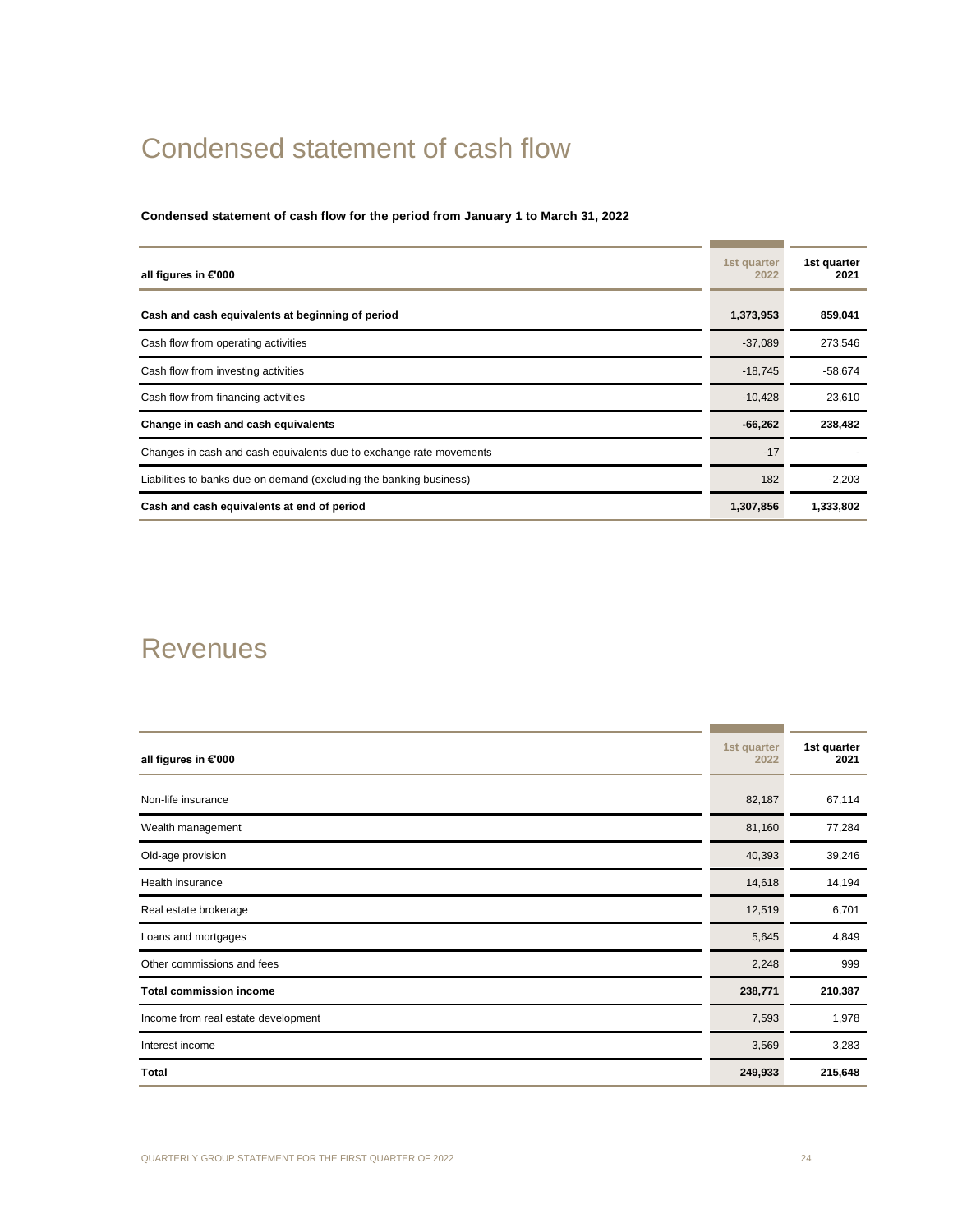# Condensed statement of cash flow

**Condensed statement of cash flow for the period from January 1 to March 31, 2022**

| all figures in €'000 | 1st quarter 2022 | 1st quarter 2021 |
|---|---|---|
| **Cash and cash equivalents at beginning of period** | **1,373,953** | **859,041** |
| Cash flow from operating activities | -37,089 | 273,546 |
| Cash flow from investing activities | -18,745 | -58,674 |
| Cash flow from financing activities | -10,428 | 23,610 |
| **Change in cash and cash equivalents** | **-66,262** | **238,482** |
| Changes in cash and cash equivalents due to exchange rate movements | -17 | - |
| Liabilities to banks due on demand (excluding the banking business) | 182 | -2,203 |
| **Cash and cash equivalents at end of period** | **1,307,856** | **1,333,802** |

# Revenues

| all figures in €'000 | 1st quarter 2022 | 1st quarter 2021 |
|---|---|---|
| Non-life insurance | 82,187 | 67,114 |
| Wealth management | 81,160 | 77,284 |
| Old-age provision | 40,393 | 39,246 |
| Health insurance | 14,618 | 14,194 |
| Real estate brokerage | 12,519 | 6,701 |
| Loans and mortgages | 5,645 | 4,849 |
| Other commissions and fees | 2,248 | 999 |
| **Total commission income** | **238,771** | **210,387** |
| Income from real estate development | 7,593 | 1,978 |
| Interest income | 3,569 | 3,283 |
| **Total** | **249,933** | **215,648** |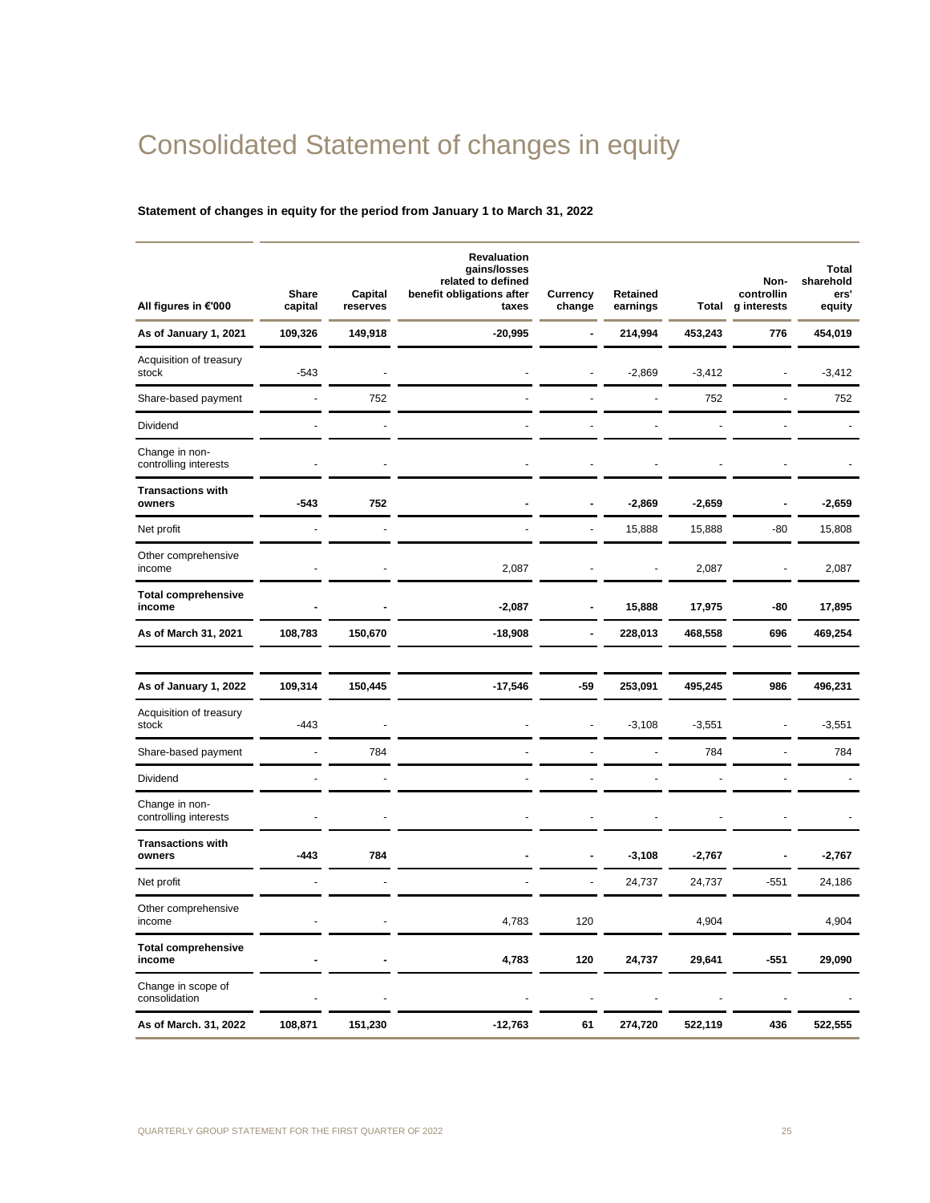# Consolidated Statement of changes in equity

**Statement of changes in equity for the period from January 1 to March 31, 2022**

| All figures in €'000 | Share capital | Capital reserves | Revaluation gains/losses related to defined benefit obligations after taxes | Currency change | Retained earnings | Total | Non-controlling interests | Total shareholders' equity |
|---|---|---|---|---|---|---|---|---|
| **As of January 1, 2021** | **109,326** | **149,918** | **-20,995** | **-** | **214,994** | **453,243** | **776** | **454,019** |
| Acquisition of treasury stock | -543 | - | - | - | -2,869 | -3,412 | - | -3,412 |
| Share-based payment | - | 752 | - | - | - | 752 | - | 752 |
| Dividend | - | - | - | - | - | - | - | - |
| Change in non-controlling interests | - | - | - | - | - | - | - | - |
| **Transactions with owners** | **-543** | **752** | **-** | **-** | **-2,869** | **-2,659** | **-** | **-2,659** |
| Net profit | - | - | - | - | 15,888 | 15,888 | -80 | 15,808 |
| Other comprehensive income | - | - | 2,087 | - | - | 2,087 | - | 2,087 |
| **Total comprehensive income** | **-** | **-** | **-2,087** | **-** | **15,888** | **17,975** | **-80** | **17,895** |
| **As of March 31, 2021** | **108,783** | **150,670** | **-18,908** | **-** | **228,013** | **468,558** | **696** | **469,254** |
| | | | | | | | | |
| **As of January 1, 2022** | **109,314** | **150,445** | **-17,546** | **-59** | **253,091** | **495,245** | **986** | **496,231** |
| Acquisition of treasury stock | -443 | - | - | - | -3,108 | -3,551 | - | -3,551 |
| Share-based payment | - | 784 | - | - | - | 784 | - | 784 |
| Dividend | - | - | - | - | - | - | - | - |
| Change in non-controlling interests | - | - | - | - | - | - | - | - |
| **Transactions with owners** | **-443** | **784** | **-** | **-** | **-3,108** | **-2,767** | **-** | **-2,767** |
| Net profit | - | - | - | - | 24,737 | 24,737 | -551 | 24,186 |
| Other comprehensive income | - | - | 4,783 | 120 | | 4,904 | | 4,904 |
| **Total comprehensive income** | **-** | **-** | **4,783** | **120** | **24,737** | **29,641** | **-551** | **29,090** |
| Change in scope of consolidation | - | - | - | - | - | - | - | - |
| **As of March. 31, 2022** | **108,871** | **151,230** | **-12,763** | **61** | **274,720** | **522,119** | **436** | **522,555** |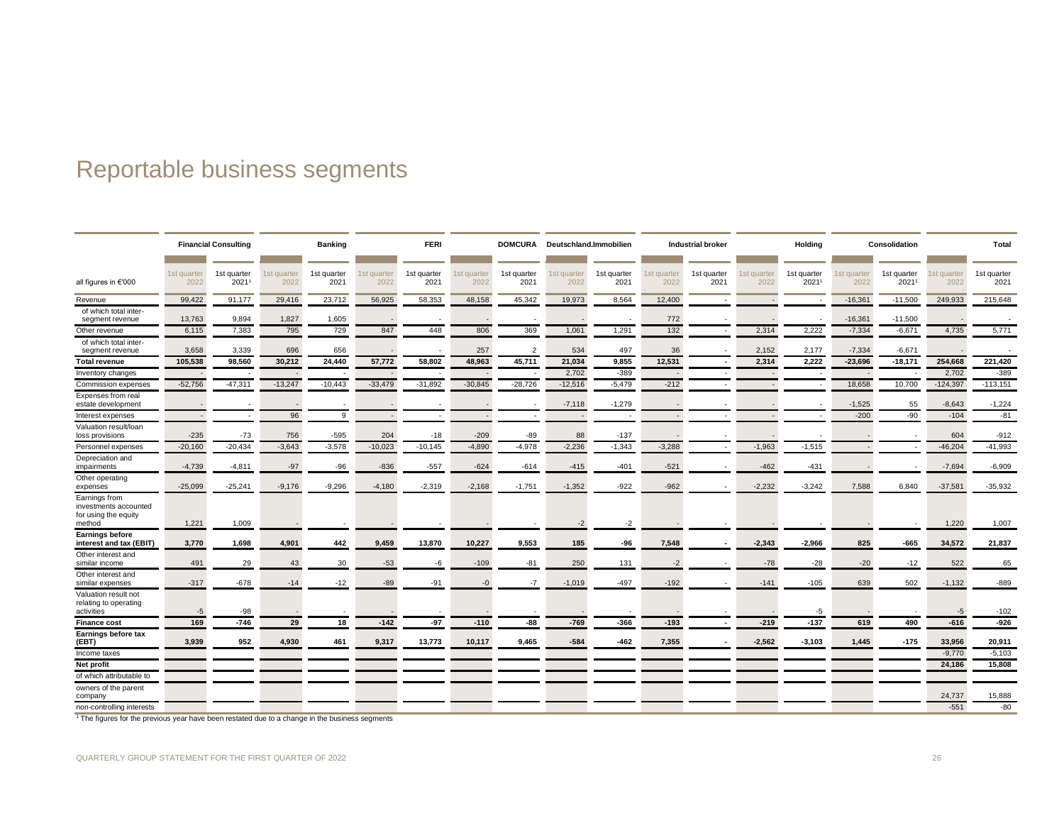# Reportable business segments

| all figures in €'000 | Financial Consulting | | Banking | | FERI | | DOMCURA | | Deutschland.Immobilien | | Industrial broker | | Holding | | Consolidation | | Total | |
|---|---|---|---|---|---|---|---|---|---|---|---|---|---|---|---|---|---|---|
| | 1st quarter 2022 | 1st quarter 2021[1] | 1st quarter 2022 | 1st quarter 2021 | 1st quarter 2022 | 1st quarter 2021 | 1st quarter 2022 | 1st quarter 2021 | 1st quarter 2022 | 1st quarter 2021 | 1st quarter 2022 | 1st quarter 2021 | 1st quarter 2022 | 1st quarter 2021[1] | 1st quarter 2022 | 1st quarter 2021[1] | 1st quarter 2022 | 1st quarter 2021 |
| Revenue | 99,422 | 91,177 | 29,416 | 23,712 | 56,925 | 58,353 | 48,158 | 45,342 | 19,973 | 8,564 | 12,400 | - | - | - | -16,361 | -11,500 | 249,933 | 215,648 |
| of which total inter-segment revenue | 13,763 | 9,894 | 1,827 | 1,605 | - | - | - | - | - | - | 772 | - | - | - | -16,361 | -11,500 | - | - |
| Other revenue | 6,115 | 7,383 | 795 | 729 | 847 | 448 | 806 | 369 | 1,061 | 1,291 | 132 | - | 2,314 | 2,222 | -7,334 | -6,671 | 4,735 | 5,771 |
| of which total inter-segment revenue | 3,658 | 3,339 | 696 | 656 | - | - | 257 | 2 | 534 | 497 | 36 | - | 2,152 | 2,177 | -7,334 | -6,671 | - | - |
| **Total revenue** | **105,538** | **98,560** | **30,212** | **24,440** | **57,772** | **58,802** | **48,963** | **45,711** | **21,034** | **9,855** | **12,531** | **-** | **2,314** | **2,222** | **-23,696** | **-18,171** | **254,668** | **221,420** |
| Inventory changes | - | - | - | - | - | - | - | - | 2,702 | -389 | - | - | - | - | - | - | 2,702 | -389 |
| Commission expenses | -52,756 | -47,311 | -13,247 | -10,443 | -33,479 | -31,892 | -30,845 | -28,726 | -12,516 | -5,479 | -212 | - | - | - | 18,658 | 10,700 | -124,397 | -113,151 |
| Expenses from real estate development | - | - | - | - | - | - | - | - | -7,118 | -1,279 | - | - | - | - | -1,525 | 55 | -8,643 | -1,224 |
| Interest expenses | - | - | 96 | 9 | - | - | - | - | - | - | - | - | - | - | -200 | -90 | -104 | -81 |
| Valuation result/loan loss provisions | -235 | -73 | 756 | -595 | 204 | -18 | -209 | -89 | 88 | -137 | - | - | - | - | - | - | 604 | -912 |
| Personnel expenses | -20,160 | -20,434 | -3,643 | -3,578 | -10,023 | -10,145 | -4,890 | -4,978 | -2,236 | -1,343 | -3,288 | - | -1,963 | -1,515 | - | - | -46,204 | -41,993 |
| Depreciation and impairments | -4,739 | -4,811 | -97 | -96 | -836 | -557 | -624 | -614 | -415 | -401 | -521 | - | -462 | -431 | - | - | -7,694 | -6,909 |
| Other operating expenses | -25,099 | -25,241 | -9,176 | -9,296 | -4,180 | -2,319 | -2,168 | -1,751 | -1,352 | -922 | -962 | - | -2,232 | -3,242 | 7,588 | 6,840 | -37,581 | -35,932 |
| Earnings from investments accounted for using the equity method | 1,221 | 1,009 | - | - | - | - | - | - | -2 | -2 | - | - | - | - | - | - | 1,220 | 1,007 |
| **Earnings before interest and tax (EBIT)** | **3,770** | **1,698** | **4,901** | **442** | **9,459** | **13,870** | **10,227** | **9,553** | **185** | **-96** | **7,548** | **-** | **-2,343** | **-2,966** | **825** | **-665** | **34,572** | **21,837** |
| Other interest and similar income | 491 | 29 | 43 | 30 | -53 | -6 | -109 | -81 | 250 | 131 | -2 | - | -78 | -28 | -20 | -12 | 522 | 65 |
| Other interest and similar expenses | -317 | -678 | -14 | -12 | -89 | -91 | -0 | -7 | -1,019 | -497 | -192 | - | -141 | -105 | 639 | 502 | -1,132 | -889 |
| Valuation result not relating to operating activities | -5 | -98 | - | - | - | - | - | - | - | - | - | - | - | -5 | - | - | -5 | -102 |
| **Finance cost** | **169** | **-746** | **29** | **18** | **-142** | **-97** | **-110** | **-88** | **-769** | **-366** | **-193** | **-** | **-219** | **-137** | **619** | **490** | **-616** | **-926** |
| **Earnings before tax (EBT)** | **3,939** | **952** | **4,930** | **461** | **9,317** | **13,773** | **10,117** | **9,465** | **-584** | **-462** | **7,355** | **-** | **-2,562** | **-3,103** | **1,445** | **-175** | **33,956** | **20,911** |
| Income taxes | | | | | | | | | | | | | | | | | -9,770 | -5,103 |
| **Net profit** | | | | | | | | | | | | | | | | | **24,186** | **15,808** |
| of which attributable to | | | | | | | | | | | | | | | | | | |
| owners of the parent company | | | | | | | | | | | | | | | | | 24,737 | 15,888 |
| non-controlling interests | | | | | | | | | | | | | | | | | -551 | -80 |

[1] The figures for the previous year have been restated due to a change in the business segments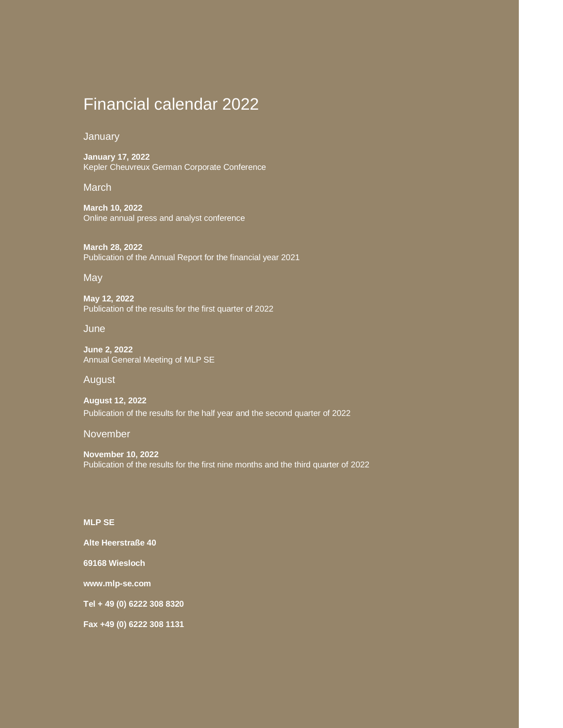# Financial calendar 2022

## January

**January 17, 2022**
Kepler Cheuvreux German Corporate Conference

## March

**March 10, 2022**
Online annual press and analyst conference

**March 28, 2022**
Publication of the Annual Report for the financial year 2021

## May

**May 12, 2022**
Publication of the results for the first quarter of 2022

## June

**June 2, 2022**
Annual General Meeting of MLP SE

## August

**August 12, 2022**
Publication of the results for the half year and the second quarter of 2022

## November

**November 10, 2022**
Publication of the results for the first nine months and the third quarter of 2022

**MLP SE**

**Alte Heerstraße 40**

**69168 Wiesloch**

**www.mlp-se.com**

**Tel + 49 (0) 6222 308 8320**

**Fax +49 (0) 6222 308 1131**